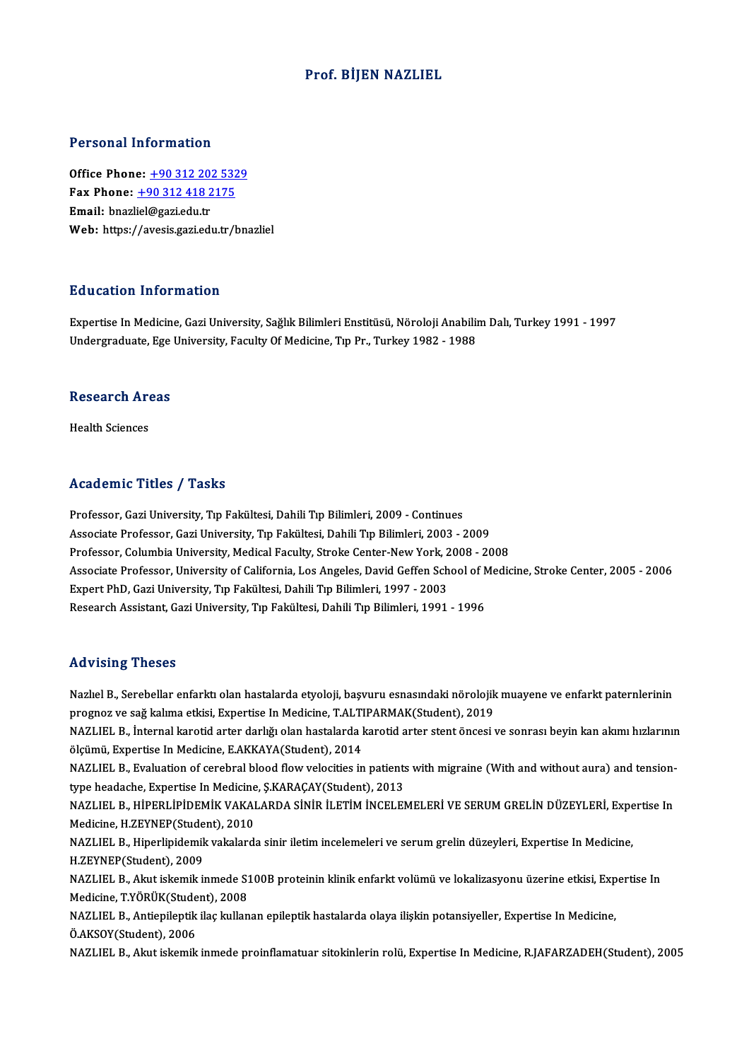# Prof. BİJEN NAZLIEL

## Personal Information

**Office Phone:** +90 312 202 5329
**Fax Phone:** +90 312 418 2175
**Email:** bnazliel@gazi.edu.tr
**Web:** https://avesis.gazi.edu.tr/bnazliel

## Education Information

Expertise In Medicine, Gazi University, Sağlık Bilimleri Enstitüsü, Nöroloji Anabilim Dalı, Turkey 1991 - 1997
Undergraduate, Ege University, Faculty Of Medicine, Tıp Pr., Turkey 1982 - 1988

## Research Areas

Health Sciences

## Academic Titles / Tasks

Professor, Gazi University, Tıp Fakültesi, Dahili Tıp Bilimleri, 2009 - Continues
Associate Professor, Gazi University, Tıp Fakültesi, Dahili Tıp Bilimleri, 2003 - 2009
Professor, Columbia University, Medical Faculty, Stroke Center-New York, 2008 - 2008
Associate Professor, University of California, Los Angeles, David Geffen School of Medicine, Stroke Center, 2005 - 2006
Expert PhD, Gazi University, Tıp Fakültesi, Dahili Tıp Bilimleri, 1997 - 2003
Research Assistant, Gazi University, Tıp Fakültesi, Dahili Tıp Bilimleri, 1991 - 1996

## Advising Theses

Nazlıel B., Serebellar enfarktı olan hastalarda etyoloji, başvuru esnasındaki nörolojik muayene ve enfarkt paternlerinin prognoz ve sağ kalıma etkisi, Expertise In Medicine, T.ALTIPARMAK(Student), 2019

NAZLIEL B., İnternal karotid arter darlığı olan hastalarda karotid arter stent öncesi ve sonrası beyin kan akımı hızlarının ölçümü, Expertise In Medicine, E.AKKAYA(Student), 2014

NAZLIEL B., Evaluation of cerebral blood flow velocities in patients with migraine (With and without aura) and tension-type headache, Expertise In Medicine, Ş.KARAÇAY(Student), 2013

NAZLIEL B., HİPERLİPİDEMİK VAKALARDA SİNİR İLETİM İNCELEMELERİ VE SERUM GRELİN DÜZEYLERİ, Expertise In Medicine, H.ZEYNEP(Student), 2010

NAZLIEL B., Hiperlipidemik vakalarda sinir iletim incelemeleri ve serum grelin düzeyleri, Expertise In Medicine, H.ZEYNEP(Student), 2009

NAZLIEL B., Akut iskemik inmede S100B proteinin klinik enfarkt volümü ve lokalizasyonu üzerine etkisi, Expertise In Medicine, T.YÖRÜK(Student), 2008

NAZLIEL B., Antiepileptik ilaç kullanan epileptik hastalarda olaya ilişkin potansiyeller, Expertise In Medicine, Ö.AKSOY(Student), 2006

NAZLIEL B., Akut iskemik inmede proinflamatuar sitokinlerin rolü, Expertise In Medicine, R.JAFARZADEH(Student), 2005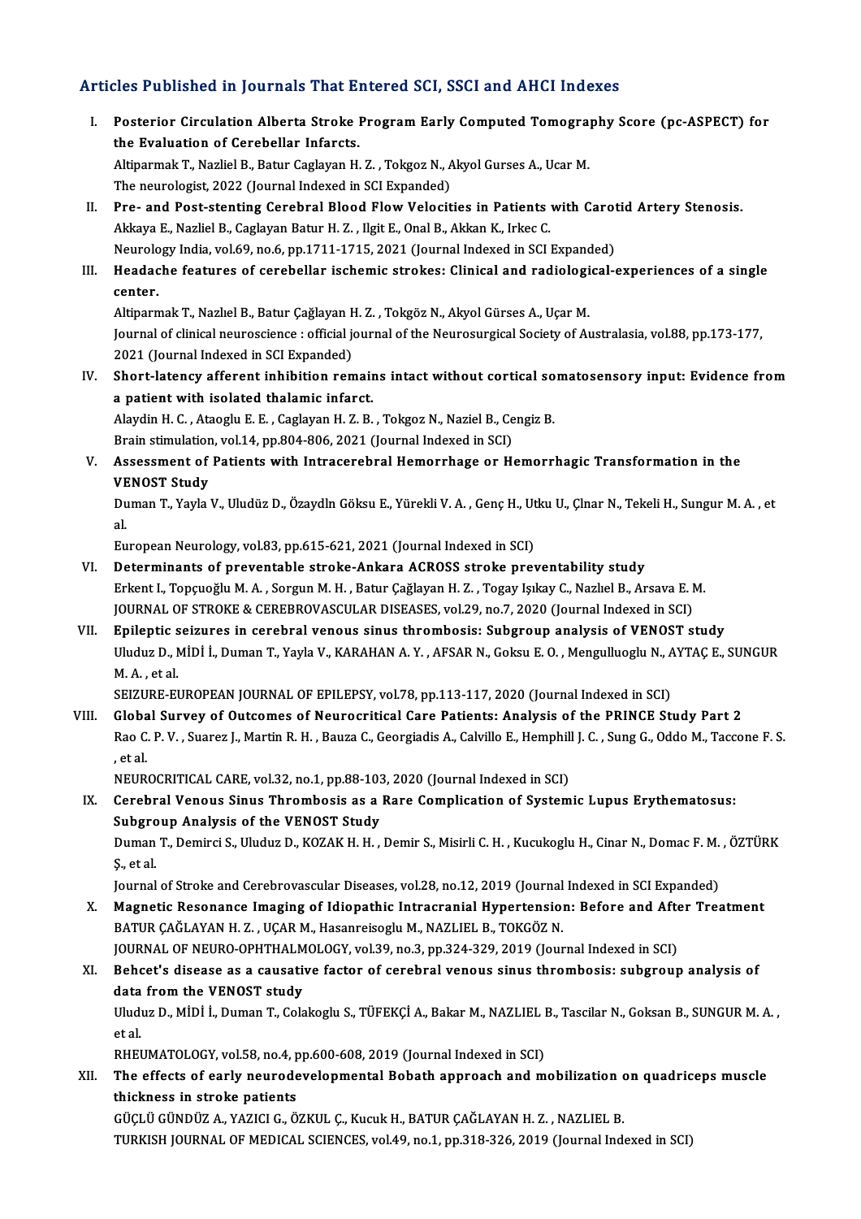## Articles Published in Journals That Entered SCI, SSCI and AHCI Indexes

I. **Posterior Circulation Alberta Stroke Program Early Computed Tomography Score (pc-ASPECT) for the Evaluation of Cerebellar Infarcts.**
Altiparmak T., Nazliel B., Batur Caglayan H. Z. , Tokgoz N., Akyol Gurses A., Ucar M.
The neurologist, 2022 (Journal Indexed in SCI Expanded)

II. **Pre- and Post-stenting Cerebral Blood Flow Velocities in Patients with Carotid Artery Stenosis.**
Akkaya E., Nazliel B., Caglayan Batur H. Z. , Ilgit E., Onal B., Akkan K., Irkec C.
Neurology India, vol.69, no.6, pp.1711-1715, 2021 (Journal Indexed in SCI Expanded)

III. **Headache features of cerebellar ischemic strokes: Clinical and radiological-experiences of a single center.**
Altiparmak T., Nazlıel B., Batur Çağlayan H. Z. , Tokgöz N., Akyol Gürses A., Uçar M.
Journal of clinical neuroscience : official journal of the Neurosurgical Society of Australasia, vol.88, pp.173-177, 2021 (Journal Indexed in SCI Expanded)

IV. **Short-latency afferent inhibition remains intact without cortical somatosensory input: Evidence from a patient with isolated thalamic infarct.**
Alaydin H. C. , Ataoglu E. E. , Caglayan H. Z. B. , Tokgoz N., Naziel B., Cengiz B.
Brain stimulation, vol.14, pp.804-806, 2021 (Journal Indexed in SCI)

V. **Assessment of Patients with Intracerebral Hemorrhage or Hemorrhagic Transformation in the VENOST Study**
Duman T., Yayla V., Uludüz D., Özaydln Göksu E., Yürekli V. A. , Genç H., Utku U., Çlnar N., Tekeli H., Sungur M. A. , et al.
European Neurology, vol.83, pp.615-621, 2021 (Journal Indexed in SCI)

VI. **Determinants of preventable stroke-Ankara ACROSS stroke preventability study**
Erkent I., Topçuoğlu M. A. , Sorgun M. H. , Batur Çağlayan H. Z. , Togay Işıkay C., Nazlıel B., Arsava E. M.
JOURNAL OF STROKE & CEREBROVASCULAR DISEASES, vol.29, no.7, 2020 (Journal Indexed in SCI)

VII. **Epileptic seizures in cerebral venous sinus thrombosis: Subgroup analysis of VENOST study**
Uluduz D., MİDİ İ., Duman T., Yayla V., KARAHAN A. Y. , AFSAR N., Goksu E. O. , Mengulluoglu N., AYTAÇ E., SUNGUR M. A. , et al.
SEIZURE-EUROPEAN JOURNAL OF EPILEPSY, vol.78, pp.113-117, 2020 (Journal Indexed in SCI)

VIII. **Global Survey of Outcomes of Neurocritical Care Patients: Analysis of the PRINCE Study Part 2**
Rao C. P. V. , Suarez J., Martin R. H. , Bauza C., Georgiadis A., Calvillo E., Hemphill J. C. , Sung G., Oddo M., Taccone F. S. , et al.
NEUROCRITICAL CARE, vol.32, no.1, pp.88-103, 2020 (Journal Indexed in SCI)

IX. **Cerebral Venous Sinus Thrombosis as a Rare Complication of Systemic Lupus Erythematosus: Subgroup Analysis of the VENOST Study**
Duman T., Demirci S., Uluduz D., KOZAK H. H. , Demir S., Misirli C. H. , Kucukoglu H., Cinar N., Domac F. M. , ÖZTÜRK Ş., et al.
Journal of Stroke and Cerebrovascular Diseases, vol.28, no.12, 2019 (Journal Indexed in SCI Expanded)

X. **Magnetic Resonance Imaging of Idiopathic Intracranial Hypertension: Before and After Treatment**
BATUR ÇAĞLAYAN H. Z. , UÇAR M., Hasanreisoglu M., NAZLIEL B., TOKGÖZ N.
JOURNAL OF NEURO-OPHTHALMOLOGY, vol.39, no.3, pp.324-329, 2019 (Journal Indexed in SCI)

XI. **Behcet's disease as a causative factor of cerebral venous sinus thrombosis: subgroup analysis of data from the VENOST study**
Uluduz D., MİDİ İ., Duman T., Colakoglu S., TÜFEKÇİ A., Bakar M., NAZLIEL B., Tascilar N., Goksan B., SUNGUR M. A. , et al.
RHEUMATOLOGY, vol.58, no.4, pp.600-608, 2019 (Journal Indexed in SCI)

XII. **The effects of early neurodevelopmental Bobath approach and mobilization on quadriceps muscle thickness in stroke patients**
GÜÇLÜ GÜNDÜZ A., YAZICI G., ÖZKUL Ç., Kucuk H., BATUR ÇAĞLAYAN H. Z. , NAZLIEL B.
TURKISH JOURNAL OF MEDICAL SCIENCES, vol.49, no.1, pp.318-326, 2019 (Journal Indexed in SCI)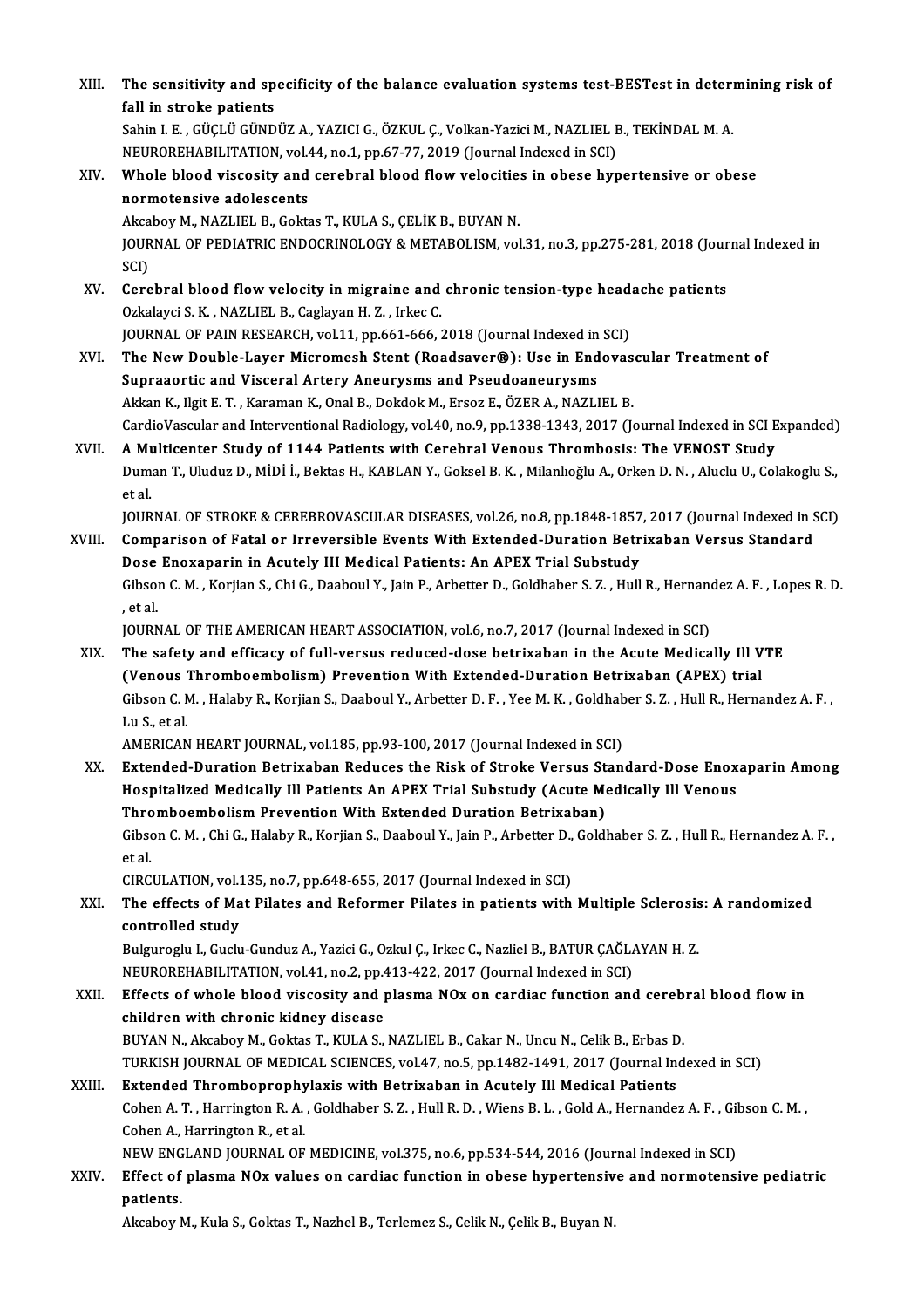XIII. **The sensitivity and specificity of the balance evaluation systems test-BESTest in determining risk of fall in stroke patients**
Sahin I. E. , GÜÇLÜ GÜNDÜZ A., YAZICI G., ÖZKUL Ç., Volkan-Yazici M., NAZLIEL B., TEKİNDAL M. A.
NEUROREHABILITATION, vol.44, no.1, pp.67-77, 2019 (Journal Indexed in SCI)

XIV. **Whole blood viscosity and cerebral blood flow velocities in obese hypertensive or obese normotensive adolescents**
Akcaboy M., NAZLIEL B., Goktas T., KULA S., ÇELİK B., BUYAN N.
JOURNAL OF PEDIATRIC ENDOCRINOLOGY & METABOLISM, vol.31, no.3, pp.275-281, 2018 (Journal Indexed in SCI)

XV. **Cerebral blood flow velocity in migraine and chronic tension-type headache patients**
Ozkalayci S. K. , NAZLIEL B., Caglayan H. Z. , Irkec C.
JOURNAL OF PAIN RESEARCH, vol.11, pp.661-666, 2018 (Journal Indexed in SCI)

XVI. **The New Double-Layer Micromesh Stent (Roadsaver®): Use in Endovascular Treatment of Supraaortic and Visceral Artery Aneurysms and Pseudoaneurysms**
Akkan K., Ilgit E. T. , Karaman K., Onal B., Dokdok M., Ersoz E., ÖZER A., NAZLIEL B.
CardioVascular and Interventional Radiology, vol.40, no.9, pp.1338-1343, 2017 (Journal Indexed in SCI Expanded)

XVII. **A Multicenter Study of 1144 Patients with Cerebral Venous Thrombosis: The VENOST Study**
Duman T., Uluduz D., MİDİ İ., Bektas H., KABLAN Y., Goksel B. K. , Milanlıoğlu A., Orken D. N. , Aluclu U., Colakoglu S., et al.
JOURNAL OF STROKE & CEREBROVASCULAR DISEASES, vol.26, no.8, pp.1848-1857, 2017 (Journal Indexed in SCI)

XVIII. **Comparison of Fatal or Irreversible Events With Extended-Duration Betrixaban Versus Standard Dose Enoxaparin in Acutely Ill Medical Patients: An APEX Trial Substudy**
Gibson C. M. , Korjian S., Chi G., Daaboul Y., Jain P., Arbetter D., Goldhaber S. Z. , Hull R., Hernandez A. F. , Lopes R. D. , et al.
JOURNAL OF THE AMERICAN HEART ASSOCIATION, vol.6, no.7, 2017 (Journal Indexed in SCI)

XIX. **The safety and efficacy of full-versus reduced-dose betrixaban in the Acute Medically Ill VTE (Venous Thromboembolism) Prevention With Extended-Duration Betrixaban (APEX) trial**
Gibson C. M. , Halaby R., Korjian S., Daaboul Y., Arbetter D. F. , Yee M. K. , Goldhaber S. Z. , Hull R., Hernandez A. F. , Lu S., et al.
AMERICAN HEART JOURNAL, vol.185, pp.93-100, 2017 (Journal Indexed in SCI)

XX. **Extended-Duration Betrixaban Reduces the Risk of Stroke Versus Standard-Dose Enoxaparin Among Hospitalized Medically Ill Patients An APEX Trial Substudy (Acute Medically Ill Venous Thromboembolism Prevention With Extended Duration Betrixaban)**
Gibson C. M. , Chi G., Halaby R., Korjian S., Daaboul Y., Jain P., Arbetter D., Goldhaber S. Z. , Hull R., Hernandez A. F. , et al.
CIRCULATION, vol.135, no.7, pp.648-655, 2017 (Journal Indexed in SCI)

XXI. **The effects of Mat Pilates and Reformer Pilates in patients with Multiple Sclerosis: A randomized controlled study**
Bulguroglu I., Guclu-Gunduz A., Yazici G., Ozkul Ç., Irkec C., Nazliel B., BATUR ÇAĞLAYAN H. Z.
NEUROREHABILITATION, vol.41, no.2, pp.413-422, 2017 (Journal Indexed in SCI)

XXII. **Effects of whole blood viscosity and plasma NOx on cardiac function and cerebral blood flow in children with chronic kidney disease**
BUYAN N., Akcaboy M., Goktas T., KULA S., NAZLIEL B., Cakar N., Uncu N., Celik B., Erbas D.
TURKISH JOURNAL OF MEDICAL SCIENCES, vol.47, no.5, pp.1482-1491, 2017 (Journal Indexed in SCI)

XXIII. **Extended Thromboprophylaxis with Betrixaban in Acutely Ill Medical Patients**
Cohen A. T. , Harrington R. A. , Goldhaber S. Z. , Hull R. D. , Wiens B. L. , Gold A., Hernandez A. F. , Gibson C. M. , Cohen A., Harrington R., et al.
NEW ENGLAND JOURNAL OF MEDICINE, vol.375, no.6, pp.534-544, 2016 (Journal Indexed in SCI)

XXIV. **Effect of plasma NOx values on cardiac function in obese hypertensive and normotensive pediatric patients.**
Akcaboy M., Kula S., Goktas T., Nazhel B., Terlemez S., Celik N., Çelik B., Buyan N.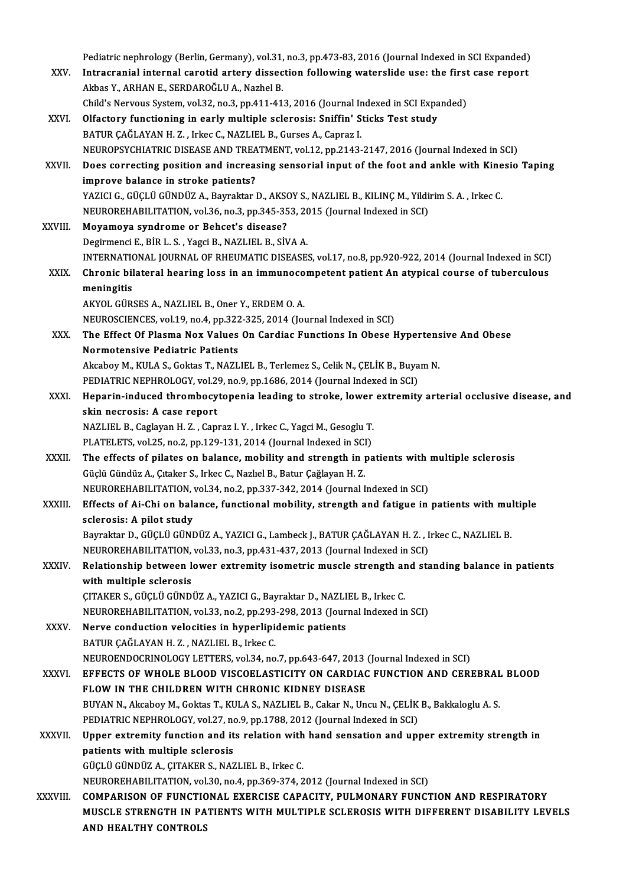Pediatric nephrology (Berlin, Germany), vol.31, no.3, pp.473-83, 2016 (Journal Indexed in SCI Expanded)

XXV. **Intracranial internal carotid artery dissection following waterslide use: the first case report**
Akbas Y., ARHAN E., SERDAROĞLU A., Nazhel B.
Child's Nervous System, vol.32, no.3, pp.411-413, 2016 (Journal Indexed in SCI Expanded)

XXVI. **Olfactory functioning in early multiple sclerosis: Sniffin' Sticks Test study**
BATUR ÇAĞLAYAN H. Z. , Irkec C., NAZLIEL B., Gurses A., Capraz I.
NEUROPSYCHIATRIC DISEASE AND TREATMENT, vol.12, pp.2143-2147, 2016 (Journal Indexed in SCI)

XXVII. **Does correcting position and increasing sensorial input of the foot and ankle with Kinesio Taping improve balance in stroke patients?**
YAZICI G., GÜÇLÜ GÜNDÜZ A., Bayraktar D., AKSOY S., NAZLIEL B., KILINÇ M., Yildirim S. A. , Irkec C.
NEUROREHABILITATION, vol.36, no.3, pp.345-353, 2015 (Journal Indexed in SCI)

XXVIII. **Moyamoya syndrome or Behcet's disease?**
Degirmenci E., BİR L. S. , Yagci B., NAZLIEL B., SİVA A.
INTERNATIONAL JOURNAL OF RHEUMATIC DISEASES, vol.17, no.8, pp.920-922, 2014 (Journal Indexed in SCI)

XXIX. **Chronic bilateral hearing loss in an immunocompetent patient An atypical course of tuberculous meningitis**
AKYOL GÜRSES A., NAZLIEL B., Oner Y., ERDEM O. A.
NEUROSCIENCES, vol.19, no.4, pp.322-325, 2014 (Journal Indexed in SCI)

XXX. **The Effect Of Plasma Nox Values On Cardiac Functions In Obese Hypertensive And Obese Normotensive Pediatric Patients**
Akcaboy M., KULA S., Goktas T., NAZLIEL B., Terlemez S., Celik N., ÇELİK B., Buyam N.
PEDIATRIC NEPHROLOGY, vol.29, no.9, pp.1686, 2014 (Journal Indexed in SCI)

XXXI. **Heparin-induced thrombocytopenia leading to stroke, lower extremity arterial occlusive disease, and skin necrosis: A case report**
NAZLIEL B., Caglayan H. Z. , Capraz I. Y. , Irkec C., Yagci M., Gesoglu T.
PLATELETS, vol.25, no.2, pp.129-131, 2014 (Journal Indexed in SCI)

XXXII. **The effects of pilates on balance, mobility and strength in patients with multiple sclerosis**
Güçlü Gündüz A., Çıtaker S., Irkec C., Nazlıel B., Batur Çağlayan H. Z.
NEUROREHABILITATION, vol.34, no.2, pp.337-342, 2014 (Journal Indexed in SCI)

XXXIII. **Effects of Ai-Chi on balance, functional mobility, strength and fatigue in patients with multiple sclerosis: A pilot study**
Bayraktar D., GÜÇLÜ GÜNDÜZ A., YAZICI G., Lambeck J., BATUR ÇAĞLAYAN H. Z. , Irkec C., NAZLIEL B.
NEUROREHABILITATION, vol.33, no.3, pp.431-437, 2013 (Journal Indexed in SCI)

XXXIV. **Relationship between lower extremity isometric muscle strength and standing balance in patients with multiple sclerosis**
ÇITAKER S., GÜÇLÜ GÜNDÜZ A., YAZICI G., Bayraktar D., NAZLIEL B., Irkec C.
NEUROREHABILITATION, vol.33, no.2, pp.293-298, 2013 (Journal Indexed in SCI)

XXXV. **Nerve conduction velocities in hyperlipidemic patients**
BATUR ÇAĞLAYAN H. Z. , NAZLIEL B., Irkec C.
NEUROENDOCRINOLOGY LETTERS, vol.34, no.7, pp.643-647, 2013 (Journal Indexed in SCI)

XXXVI. **EFFECTS OF WHOLE BLOOD VISCOELASTICITY ON CARDIAC FUNCTION AND CEREBRAL BLOOD FLOW IN THE CHILDREN WITH CHRONIC KIDNEY DISEASE**
BUYAN N., Akcaboy M., Goktas T., KULA S., NAZLIEL B., Cakar N., Uncu N., ÇELİK B., Bakkaloglu A. S.
PEDIATRIC NEPHROLOGY, vol.27, no.9, pp.1788, 2012 (Journal Indexed in SCI)

XXXVII. **Upper extremity function and its relation with hand sensation and upper extremity strength in patients with multiple sclerosis**
GÜÇLÜ GÜNDÜZ A., ÇITAKER S., NAZLIEL B., Irkec C.
NEUROREHABILITATION, vol.30, no.4, pp.369-374, 2012 (Journal Indexed in SCI)

XXXVIII. **COMPARISON OF FUNCTIONAL EXERCISE CAPACITY, PULMONARY FUNCTION AND RESPIRATORY MUSCLE STRENGTH IN PATIENTS WITH MULTIPLE SCLEROSIS WITH DIFFERENT DISABILITY LEVELS AND HEALTHY CONTROLS**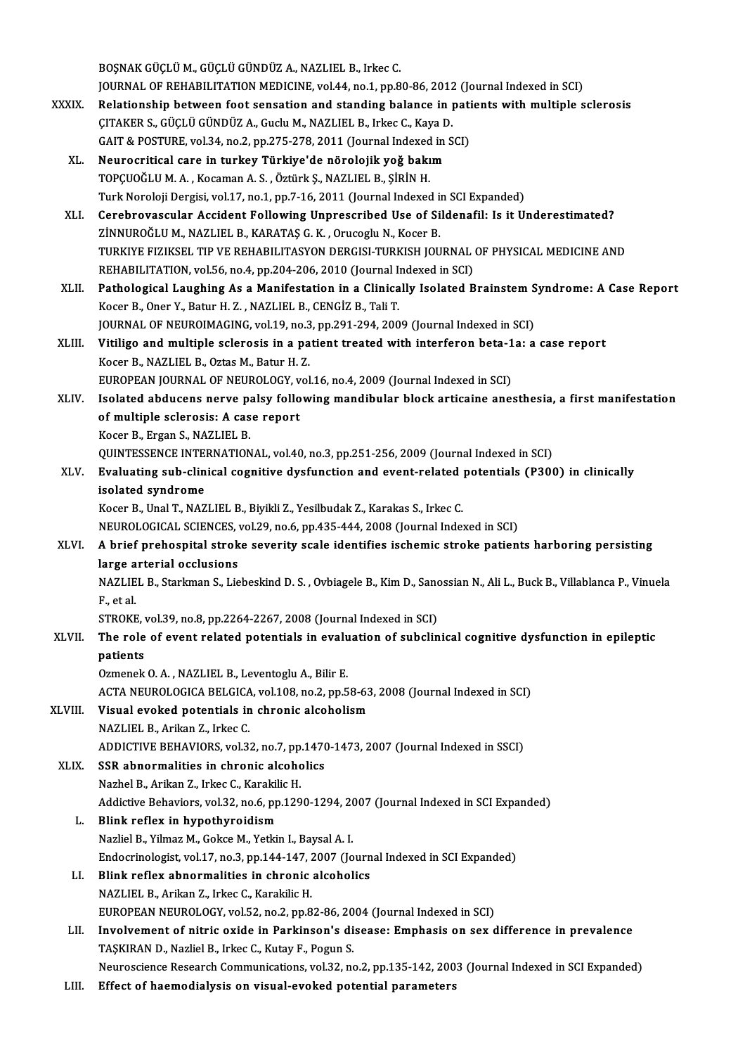BOŞNAK GÜÇLÜ M., GÜÇLÜ GÜNDÜZ A., NAZLIEL B., Irkec C.
JOURNAL OF REHABILITATION MEDICINE, vol.44, no.1, pp.80-86, 2012 (Journal Indexed in SCI)

XXXIX. **Relationship between foot sensation and standing balance in patients with multiple sclerosis**
ÇITAKER S., GÜÇLÜ GÜNDÜZ A., Guclu M., NAZLIEL B., Irkec C., Kaya D.
GAIT & POSTURE, vol.34, no.2, pp.275-278, 2011 (Journal Indexed in SCI)

XL. **Neurocritical care in turkey Türkiye'de nörolojik yoğ bakım**
TOPÇUOĞLU M. A. , Kocaman A. S. , Öztürk Ş., NAZLIEL B., ŞİRİN H.
Turk Noroloji Dergisi, vol.17, no.1, pp.7-16, 2011 (Journal Indexed in SCI Expanded)

XLI. **Cerebrovascular Accident Following Unprescribed Use of Sildenafil: Is it Underestimated?**
ZİNNUROĞLU M., NAZLIEL B., KARATAŞ G. K. , Orucoglu N., Kocer B.
TURKIYE FIZIKSEL TIP VE REHABILITASYON DERGISI-TURKISH JOURNAL OF PHYSICAL MEDICINE AND REHABILITATION, vol.56, no.4, pp.204-206, 2010 (Journal Indexed in SCI)

XLII. **Pathological Laughing As a Manifestation in a Clinically Isolated Brainstem Syndrome: A Case Report**
Kocer B., Oner Y., Batur H. Z. , NAZLIEL B., CENGİZ B., Tali T.
JOURNAL OF NEUROIMAGING, vol.19, no.3, pp.291-294, 2009 (Journal Indexed in SCI)

XLIII. **Vitiligo and multiple sclerosis in a patient treated with interferon beta-1a: a case report**
Kocer B., NAZLIEL B., Oztas M., Batur H. Z.
EUROPEAN JOURNAL OF NEUROLOGY, vol.16, no.4, 2009 (Journal Indexed in SCI)

XLIV. **Isolated abducens nerve palsy following mandibular block articaine anesthesia, a first manifestation of multiple sclerosis: A case report**
Kocer B., Ergan S., NAZLIEL B.
QUINTESSENCE INTERNATIONAL, vol.40, no.3, pp.251-256, 2009 (Journal Indexed in SCI)

XLV. **Evaluating sub-clinical cognitive dysfunction and event-related potentials (P300) in clinically isolated syndrome**
Kocer B., Unal T., NAZLIEL B., Biyikli Z., Yesilbudak Z., Karakas S., Irkec C.
NEUROLOGICAL SCIENCES, vol.29, no.6, pp.435-444, 2008 (Journal Indexed in SCI)

XLVI. **A brief prehospital stroke severity scale identifies ischemic stroke patients harboring persisting large arterial occlusions**
NAZLIEL B., Starkman S., Liebeskind D. S. , Ovbiagele B., Kim D., Sanossian N., Ali L., Buck B., Villablanca P., Vinuela F., et al.
STROKE, vol.39, no.8, pp.2264-2267, 2008 (Journal Indexed in SCI)

XLVII. **The role of event related potentials in evaluation of subclinical cognitive dysfunction in epileptic patients**
Ozmenek O. A. , NAZLIEL B., Leventoglu A., Bilir E.
ACTA NEUROLOGICA BELGICA, vol.108, no.2, pp.58-63, 2008 (Journal Indexed in SCI)

XLVIII. **Visual evoked potentials in chronic alcoholism**
NAZLIEL B., Arikan Z., Irkec C.
ADDICTIVE BEHAVIORS, vol.32, no.7, pp.1470-1473, 2007 (Journal Indexed in SSCI)

XLIX. **SSR abnormalities in chronic alcoholics**
Nazhel B., Arikan Z., Irkec C., Karakilic H.
Addictive Behaviors, vol.32, no.6, pp.1290-1294, 2007 (Journal Indexed in SCI Expanded)

L. **Blink reflex in hypothyroidism**
Nazliel B., Yilmaz M., Gokce M., Yetkin I., Baysal A. I.
Endocrinologist, vol.17, no.3, pp.144-147, 2007 (Journal Indexed in SCI Expanded)

LI. **Blink reflex abnormalities in chronic alcoholics**
NAZLIEL B., Arikan Z., Irkec C., Karakilic H.
EUROPEAN NEUROLOGY, vol.52, no.2, pp.82-86, 2004 (Journal Indexed in SCI)

LII. **Involvement of nitric oxide in Parkinson's disease: Emphasis on sex difference in prevalence**
TAŞKIRAN D., Nazliel B., Irkec C., Kutay F., Pogun S.
Neuroscience Research Communications, vol.32, no.2, pp.135-142, 2003 (Journal Indexed in SCI Expanded)

LIII. **Effect of haemodialysis on visual-evoked potential parameters**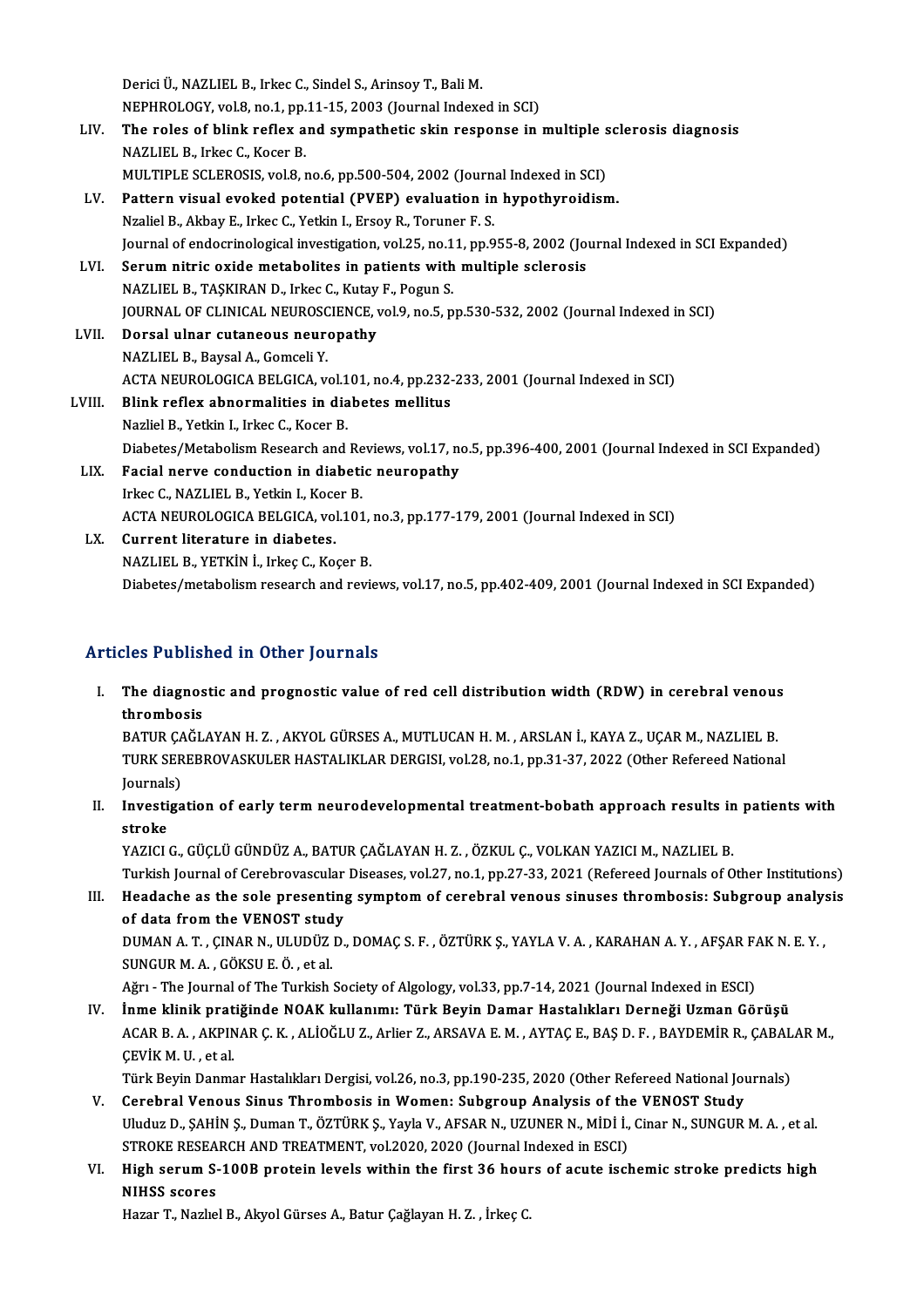Derici Ü., NAZLIEL B., Irkec C., Sindel S., Arinsoy T., Bali M.
NEPHROLOGY, vol.8, no.1, pp.11-15, 2003 (Journal Indexed in SCI)

LIV. **The roles of blink reflex and sympathetic skin response in multiple sclerosis diagnosis**
NAZLIEL B., Irkec C., Kocer B.
MULTIPLE SCLEROSIS, vol.8, no.6, pp.500-504, 2002 (Journal Indexed in SCI)

LV. **Pattern visual evoked potential (PVEP) evaluation in hypothyroidism.**
Nzaliel B., Akbay E., Irkec C., Yetkin I., Ersoy R., Toruner F. S.
Journal of endocrinological investigation, vol.25, no.11, pp.955-8, 2002 (Journal Indexed in SCI Expanded)

LVI. **Serum nitric oxide metabolites in patients with multiple sclerosis**
NAZLIEL B., TAŞKIRAN D., Irkec C., Kutay F., Pogun S.
JOURNAL OF CLINICAL NEUROSCIENCE, vol.9, no.5, pp.530-532, 2002 (Journal Indexed in SCI)

LVII. **Dorsal ulnar cutaneous neuropathy**
NAZLIEL B., Baysal A., Gomceli Y.
ACTA NEUROLOGICA BELGICA, vol.101, no.4, pp.232-233, 2001 (Journal Indexed in SCI)

LVIII. **Blink reflex abnormalities in diabetes mellitus**
Nazliel B., Yetkin I., Irkec C., Kocer B.
Diabetes/Metabolism Research and Reviews, vol.17, no.5, pp.396-400, 2001 (Journal Indexed in SCI Expanded)

LIX. **Facial nerve conduction in diabetic neuropathy**
Irkec C., NAZLIEL B., Yetkin I., Kocer B.
ACTA NEUROLOGICA BELGICA, vol.101, no.3, pp.177-179, 2001 (Journal Indexed in SCI)

LX. **Current literature in diabetes.**
NAZLIEL B., YETKİN İ., Irkeç C., Koçer B.
Diabetes/metabolism research and reviews, vol.17, no.5, pp.402-409, 2001 (Journal Indexed in SCI Expanded)

## Articles Published in Other Journals

I. **The diagnostic and prognostic value of red cell distribution width (RDW) in cerebral venous thrombosis**
BATUR ÇAĞLAYAN H. Z. , AKYOL GÜRSES A., MUTLUCAN H. M. , ARSLAN İ., KAYA Z., UÇAR M., NAZLIEL B.
TURK SEREBROVASKULER HASTALIKLAR DERGISI, vol.28, no.1, pp.31-37, 2022 (Other Refereed National Journals)

II. **Investigation of early term neurodevelopmental treatment-bobath approach results in patients with stroke**
YAZICI G., GÜÇLÜ GÜNDÜZ A., BATUR ÇAĞLAYAN H. Z. , ÖZKUL Ç., VOLKAN YAZICI M., NAZLIEL B.
Turkish Journal of Cerebrovascular Diseases, vol.27, no.1, pp.27-33, 2021 (Refereed Journals of Other Institutions)

III. **Headache as the sole presenting symptom of cerebral venous sinuses thrombosis: Subgroup analysis of data from the VENOST study**
DUMAN A. T. , ÇINAR N., ULUDÜZ D., DOMAÇ S. F. , ÖZTÜRK Ş., YAYLA V. A. , KARAHAN A. Y. , AFŞAR FAK N. E. Y. , SUNGUR M. A. , GÖKSU E. Ö. , et al.
Ağrı - The Journal of The Turkish Society of Algology, vol.33, pp.7-14, 2021 (Journal Indexed in ESCI)

IV. **İnme klinik pratiğinde NOAK kullanımı: Türk Beyin Damar Hastalıkları Derneği Uzman Görüşü**
ACAR B. A. , AKPINAR Ç. K. , ALİOĞLU Z., Arlier Z., ARSAVA E. M. , AYTAÇ E., BAŞ D. F. , BAYDEMİR R., ÇABALAR M., ÇEVİK M. U. , et al.
Türk Beyin Danmar Hastalıkları Dergisi, vol.26, no.3, pp.190-235, 2020 (Other Refereed National Journals)

V. **Cerebral Venous Sinus Thrombosis in Women: Subgroup Analysis of the VENOST Study**
Uluduz D., ŞAHİN Ş., Duman T., ÖZTÜRK Ş., Yayla V., AFSAR N., UZUNER N., MİDİ İ., Cinar N., SUNGUR M. A. , et al.
STROKE RESEARCH AND TREATMENT, vol.2020, 2020 (Journal Indexed in ESCI)

VI. **High serum S-100B protein levels within the first 36 hours of acute ischemic stroke predicts high NIHSS scores**
Hazar T., Nazlıel B., Akyol Gürses A., Batur Çağlayan H. Z. , İrkeç C.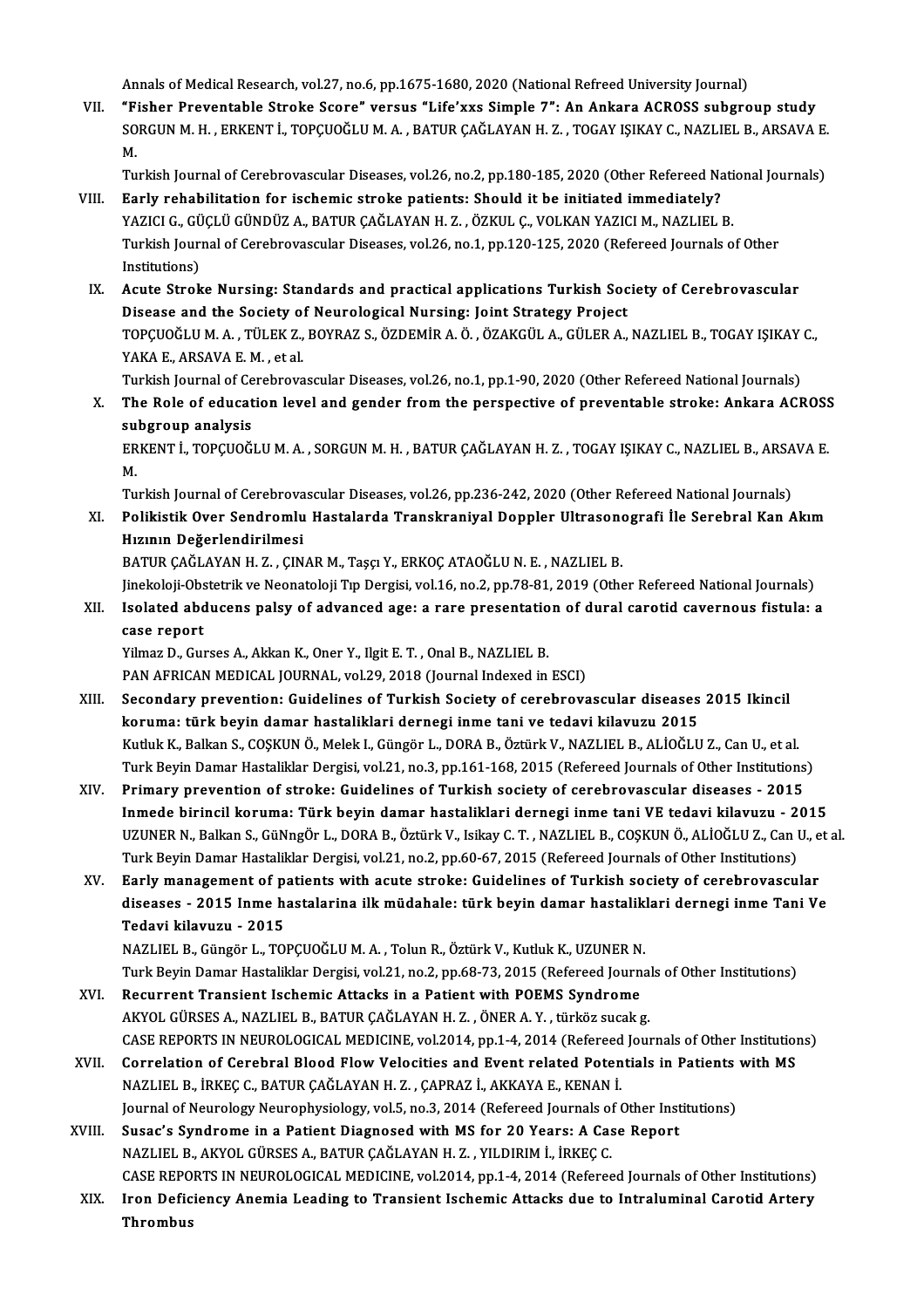Annals of Medical Research, vol.27, no.6, pp.1675-1680, 2020 (National Refreed University Journal)

VII. **"Fisher Preventable Stroke Score" versus "Life'xxs Simple 7": An Ankara ACROSS subgroup study**
SORGUN M. H. , ERKENT İ., TOPÇUOĞLU M. A. , BATUR ÇAĞLAYAN H. Z. , TOGAY IŞIKAY C., NAZLIEL B., ARSAVA E. M.
Turkish Journal of Cerebrovascular Diseases, vol.26, no.2, pp.180-185, 2020 (Other Refereed National Journals)

VIII. **Early rehabilitation for ischemic stroke patients: Should it be initiated immediately?**
YAZICI G., GÜÇLÜ GÜNDÜZ A., BATUR ÇAĞLAYAN H. Z. , ÖZKUL Ç., VOLKAN YAZICI M., NAZLIEL B.
Turkish Journal of Cerebrovascular Diseases, vol.26, no.1, pp.120-125, 2020 (Refereed Journals of Other Institutions)

IX. **Acute Stroke Nursing: Standards and practical applications Turkish Society of Cerebrovascular Disease and the Society of Neurological Nursing: Joint Strategy Project**
TOPÇUOĞLU M. A. , TÜLEK Z., BOYRAZ S., ÖZDEMİR A. Ö. , ÖZAKGÜL A., GÜLER A., NAZLIEL B., TOGAY IŞIKAY C., YAKA E., ARSAVA E. M. , et al.
Turkish Journal of Cerebrovascular Diseases, vol.26, no.1, pp.1-90, 2020 (Other Refereed National Journals)

X. **The Role of education level and gender from the perspective of preventable stroke: Ankara ACROSS subgroup analysis**
ERKENT İ., TOPÇUOĞLU M. A. , SORGUN M. H. , BATUR ÇAĞLAYAN H. Z. , TOGAY IŞIKAY C., NAZLIEL B., ARSAVA E. M.
Turkish Journal of Cerebrovascular Diseases, vol.26, pp.236-242, 2020 (Other Refereed National Journals)

XI. **Polikistik Over Sendromlu Hastalarda Transkraniyal Doppler Ultrasonografi İle Serebral Kan Akım Hızının Değerlendirilmesi**
BATUR ÇAĞLAYAN H. Z. , ÇINAR M., Taşçı Y., ERKOÇ ATAOĞLU N. E. , NAZLIEL B.
Jinekoloji-Obstetrik ve Neonatoloji Tıp Dergisi, vol.16, no.2, pp.78-81, 2019 (Other Refereed National Journals)

XII. **Isolated abducens palsy of advanced age: a rare presentation of dural carotid cavernous fistula: a case report**
Yilmaz D., Gurses A., Akkan K., Oner Y., Ilgit E. T. , Onal B., NAZLIEL B.
PAN AFRICAN MEDICAL JOURNAL, vol.29, 2018 (Journal Indexed in ESCI)

XIII. **Secondary prevention: Guidelines of Turkish Society of cerebrovascular diseases 2015 Ikincil koruma: türk beyin damar hastaliklari dernegi inme tani ve tedavi kilavuzu 2015**
Kutluk K., Balkan S., COŞKUN Ö., Melek I., Güngör L., DORA B., Öztürk V., NAZLIEL B., ALİOĞLU Z., Can U., et al.
Turk Beyin Damar Hastaliklar Dergisi, vol.21, no.3, pp.161-168, 2015 (Refereed Journals of Other Institutions)

XIV. **Primary prevention of stroke: Guidelines of Turkish society of cerebrovascular diseases - 2015 Inmede birincil koruma: Türk beyin damar hastaliklari dernegi inme tani VE tedavi kilavuzu - 2015**
UZUNER N., Balkan S., GüNngÖr L., DORA B., Öztürk V., Isikay C. T. , NAZLIEL B., COŞKUN Ö., ALİOĞLU Z., Can U., et al.
Turk Beyin Damar Hastaliklar Dergisi, vol.21, no.2, pp.60-67, 2015 (Refereed Journals of Other Institutions)

XV. **Early management of patients with acute stroke: Guidelines of Turkish society of cerebrovascular diseases - 2015 Inme hastalarina ilk müdahale: türk beyin damar hastaliklari dernegi inme Tani Ve Tedavi kilavuzu - 2015**
NAZLIEL B., Güngör L., TOPÇUOĞLU M. A. , Tolun R., Öztürk V., Kutluk K., UZUNER N.
Turk Beyin Damar Hastaliklar Dergisi, vol.21, no.2, pp.68-73, 2015 (Refereed Journals of Other Institutions)

XVI. **Recurrent Transient Ischemic Attacks in a Patient with POEMS Syndrome**
AKYOL GÜRSES A., NAZLIEL B., BATUR ÇAĞLAYAN H. Z. , ÖNER A. Y. , türköz sucak g.
CASE REPORTS IN NEUROLOGICAL MEDICINE, vol.2014, pp.1-4, 2014 (Refereed Journals of Other Institutions)

XVII. **Correlation of Cerebral Blood Flow Velocities and Event related Potentials in Patients with MS**
NAZLIEL B., İRKEÇ C., BATUR ÇAĞLAYAN H. Z. , ÇAPRAZ İ., AKKAYA E., KENAN İ.
Journal of Neurology Neurophysiology, vol.5, no.3, 2014 (Refereed Journals of Other Institutions)

XVIII. **Susac's Syndrome in a Patient Diagnosed with MS for 20 Years: A Case Report**
NAZLIEL B., AKYOL GÜRSES A., BATUR ÇAĞLAYAN H. Z. , YILDIRIM İ., İRKEÇ C.
CASE REPORTS IN NEUROLOGICAL MEDICINE, vol.2014, pp.1-4, 2014 (Refereed Journals of Other Institutions)

XIX. **Iron Deficiency Anemia Leading to Transient Ischemic Attacks due to Intraluminal Carotid Artery Thrombus**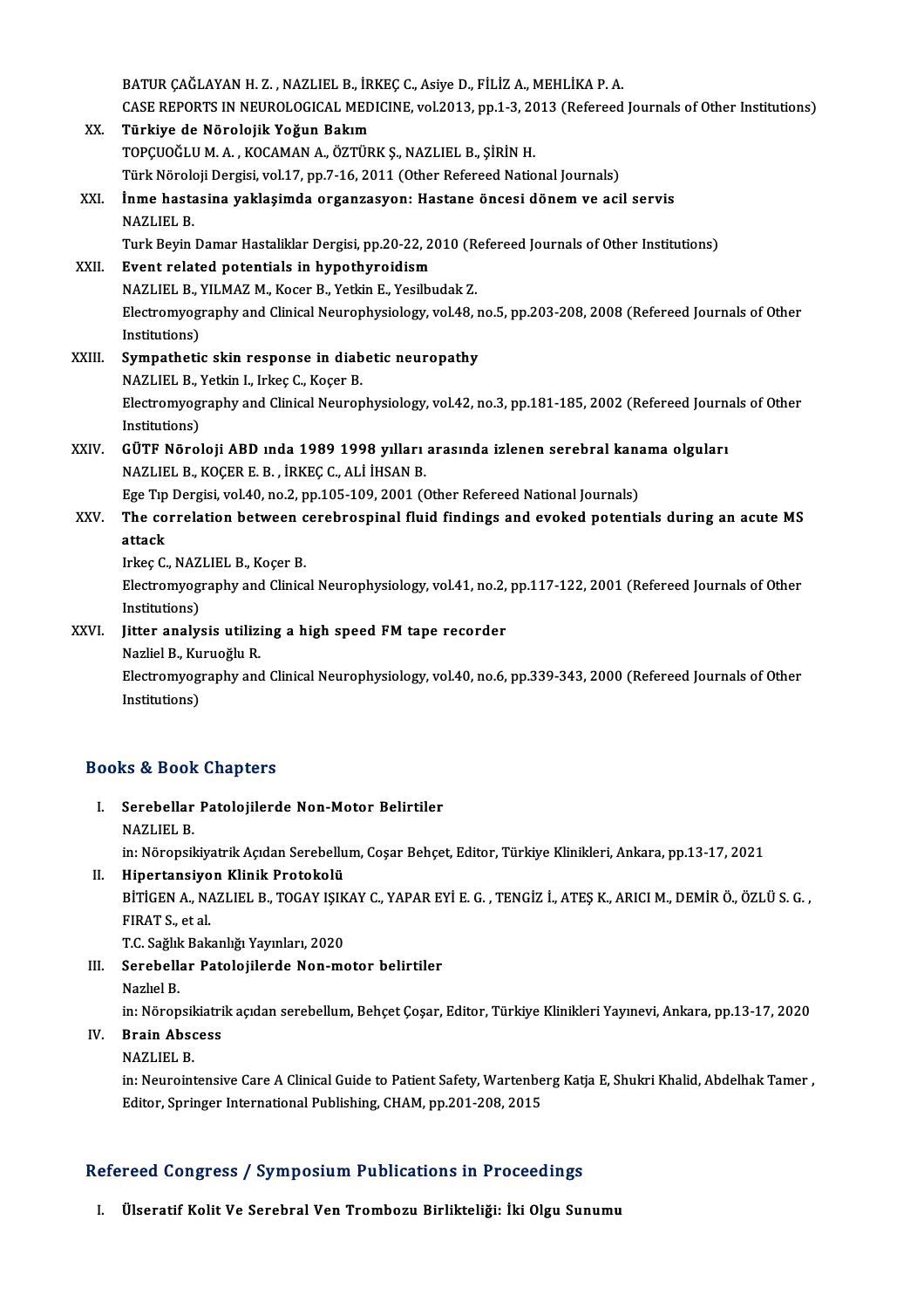BATUR ÇAĞLAYAN H. Z. , NAZLIEL B., İRKEÇ C., Asiye D., FİLİZ A., MEHLİKA P. A.
CASE REPORTS IN NEUROLOGICAL MEDICINE, vol.2013, pp.1-3, 2013 (Refereed Journals of Other Institutions)

XX. **Türkiye de Nörolojik Yoğun Bakım**
TOPÇUOĞLU M. A. , KOCAMAN A., ÖZTÜRK Ş., NAZLIEL B., ŞİRİN H.
Türk Nöroloji Dergisi, vol.17, pp.7-16, 2011 (Other Refereed National Journals)

XXI. **İnme hastasina yaklaşimda organzasyon: Hastane öncesi dönem ve acil servis**
NAZLIEL B.
Turk Beyin Damar Hastaliklar Dergisi, pp.20-22, 2010 (Refereed Journals of Other Institutions)

XXII. **Event related potentials in hypothyroidism**
NAZLIEL B., YILMAZ M., Kocer B., Yetkin E., Yesilbudak Z.
Electromyography and Clinical Neurophysiology, vol.48, no.5, pp.203-208, 2008 (Refereed Journals of Other Institutions)

XXIII. **Sympathetic skin response in diabetic neuropathy**
NAZLIEL B., Yetkin I., Irkeç C., Koçer B.
Electromyography and Clinical Neurophysiology, vol.42, no.3, pp.181-185, 2002 (Refereed Journals of Other Institutions)

XXIV. **GÜTF Nöroloji ABD ında 1989 1998 yılları arasında izlenen serebral kanama olguları**
NAZLIEL B., KOÇER E. B. , İRKEÇ C., ALİ İHSAN B.
Ege Tıp Dergisi, vol.40, no.2, pp.105-109, 2001 (Other Refereed National Journals)

XXV. **The correlation between cerebrospinal fluid findings and evoked potentials during an acute MS attack**
Irkeç C., NAZLIEL B., Koçer B.
Electromyography and Clinical Neurophysiology, vol.41, no.2, pp.117-122, 2001 (Refereed Journals of Other Institutions)

XXVI. **Jitter analysis utilizing a high speed FM tape recorder**
Nazliel B., Kuruoğlu R.
Electromyography and Clinical Neurophysiology, vol.40, no.6, pp.339-343, 2000 (Refereed Journals of Other Institutions)

## Books & Book Chapters

I. **Serebellar Patolojilerde Non-Motor Belirtiler**
NAZLIEL B.
in: Nöropsikiyatrik Açıdan Serebellum, Coşar Behçet, Editor, Türkiye Klinikleri, Ankara, pp.13-17, 2021

II. **Hipertansiyon Klinik Protokolü**
BİTİGEN A., NAZLIEL B., TOGAY IŞIKAY C., YAPAR EYİ E. G. , TENGİZ İ., ATEŞ K., ARICI M., DEMİR Ö., ÖZLÜ S. G. , FIRAT S., et al.
T.C. Sağlık Bakanlığı Yayınları, 2020

III. **Serebellar Patolojilerde Non-motor belirtiler**
Nazlıel B.
in: Nöropsikiatrik açıdan serebellum, Behçet Çoşar, Editor, Türkiye Klinikleri Yayınevi, Ankara, pp.13-17, 2020

IV. **Brain Abscess**
NAZLIEL B.
in: Neurointensive Care A Clinical Guide to Patient Safety, Wartenberg Katja E, Shukri Khalid, Abdelhak Tamer , Editor, Springer International Publishing, CHAM, pp.201-208, 2015

## Refereed Congress / Symposium Publications in Proceedings

I. **Ülseratif Kolit Ve Serebral Ven Trombozu Birlikteliği: İki Olgu Sunumu**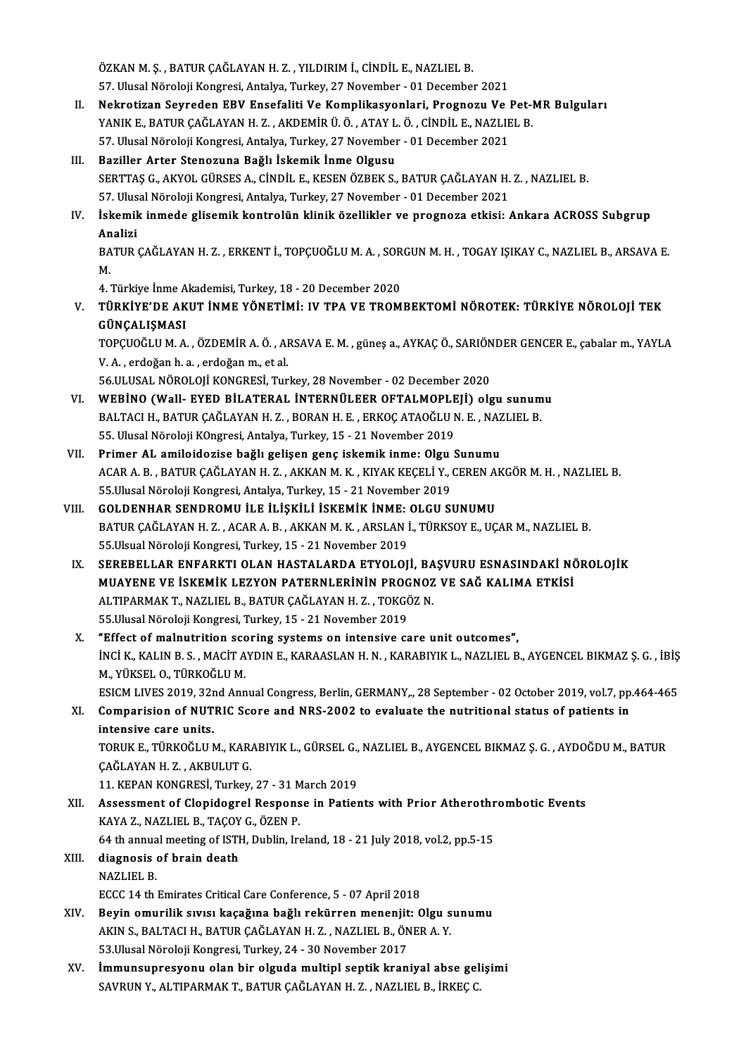ÖZKAN M. Ş. , BATUR ÇAĞLAYAN H. Z. , YILDIRIM İ., CİNDİL E., NAZLIEL B.
57. Ulusal Nöroloji Kongresi, Antalya, Turkey, 27 November - 01 December 2021

II. **Nekrotizan Seyreden EBV Ensefaliti Ve Komplikasyonlari, Prognozu Ve Pet-MR Bulguları**
YANIK E., BATUR ÇAĞLAYAN H. Z. , AKDEMİR Ü. Ö. , ATAY L. Ö. , CİNDİL E., NAZLIEL B.
57. Ulusal Nöroloji Kongresi, Antalya, Turkey, 27 November - 01 December 2021

III. **Baziller Arter Stenozuna Bağlı İskemik İnme Olgusu**
SERTTAŞ G., AKYOL GÜRSES A., CİNDİL E., KESEN ÖZBEK S., BATUR ÇAĞLAYAN H. Z. , NAZLIEL B.
57. Ulusal Nöroloji Kongresi, Antalya, Turkey, 27 November - 01 December 2021

IV. **İskemik inmede glisemik kontrolün klinik özellikler ve prognoza etkisi: Ankara ACROSS Subgrup Analizi**
BATUR ÇAĞLAYAN H. Z. , ERKENT İ., TOPÇUOĞLU M. A. , SORGUN M. H. , TOGAY IŞIKAY C., NAZLIEL B., ARSAVA E. M.
4. Türkiye İnme Akademisi, Turkey, 18 - 20 December 2020

V. **TÜRKİYE'DE AKUT İNME YÖNETİMİ: IV TPA VE TROMBEKTOMİ NÖROTEK: TÜRKİYE NÖROLOJİ TEK GÜNÇALIŞMASI**
TOPÇUOĞLU M. A. , ÖZDEMİR A. Ö. , ARSAVA E. M. , güneş a., AYKAÇ Ö., SARIÖNDER GENCER E., çabalar m., YAYLA V. A. , erdoğan h. a. , erdoğan m., et al.
56.ULUSAL NÖROLOJİ KONGRESİ, Turkey, 28 November - 02 December 2020

VI. **WEBİNO (Wall- EYED BİLATERAL İNTERNÜLEER OFTALMOPLEJİ) olgu sunumu**
BALTACI H., BATUR ÇAĞLAYAN H. Z. , BORAN H. E. , ERKOÇ ATAOĞLU N. E. , NAZLIEL B.
55. Ulusal Nöroloji KOngresi, Antalya, Turkey, 15 - 21 November 2019

VII. **Primer AL amiloidozise bağlı gelişen genç iskemik inme: Olgu Sunumu**
ACAR A. B. , BATUR ÇAĞLAYAN H. Z. , AKKAN M. K. , KIYAK KEÇELİ Y., CEREN AKGÖR M. H. , NAZLIEL B.
55.Ulusal Nöroloji Kongresi, Antalya, Turkey, 15 - 21 November 2019

VIII. **GOLDENHAR SENDROMU İLE İLİŞKİLİ İSKEMİK İNME: OLGU SUNUMU**
BATUR ÇAĞLAYAN H. Z. , ACAR A. B. , AKKAN M. K. , ARSLAN İ., TÜRKSOY E., UÇAR M., NAZLIEL B.
55.Ulsual Nöroloji Kongresi, Turkey, 15 - 21 November 2019

IX. **SEREBELLAR ENFARKTI OLAN HASTALARDA ETYOLOJİ, BAŞVURU ESNASINDAKİ NÖROLOJİK MUAYENE VE İSKEMİK LEZYON PATERNLERİNİN PROGNOZ VE SAĞ KALIMA ETKİSİ**
ALTIPARMAK T., NAZLIEL B., BATUR ÇAĞLAYAN H. Z. , TOKGÖZ N.
55.Ulusal Nöroloji Kongresi, Turkey, 15 - 21 November 2019

X. **"Effect of malnutrition scoring systems on intensive care unit outcomes",**
İNCİ K., KALIN B. S. , MACİT AYDIN E., KARAASLAN H. N. , KARABIYIK L., NAZLIEL B., AYGENCEL BIKMAZ Ş. G. , İBİŞ M., YÜKSEL O., TÜRKOĞLU M.
ESICM LIVES 2019, 32nd Annual Congress, Berlin, GERMANY,, 28 September - 02 October 2019, vol.7, pp.464-465

XI. **Comparision of NUTRIC Score and NRS-2002 to evaluate the nutritional status of patients in intensive care units.**
TORUK E., TÜRKOĞLU M., KARABIYIK L., GÜRSEL G., NAZLIEL B., AYGENCEL BIKMAZ Ş. G. , AYDOĞDU M., BATUR ÇAĞLAYAN H. Z. , AKBULUT G.
11. KEPAN KONGRESİ, Turkey, 27 - 31 March 2019

XII. **Assessment of Clopidogrel Response in Patients with Prior Atherothrombotic Events**
KAYA Z., NAZLIEL B., TAÇOY G., ÖZEN P.
64 th annual meeting of ISTH, Dublin, Ireland, 18 - 21 July 2018, vol.2, pp.5-15

XIII. **diagnosis of brain death**
NAZLIEL B.
ECCC 14 th Emirates Critical Care Conference, 5 - 07 April 2018

XIV. **Beyin omurilik sıvısı kaçağına bağlı rekürren menenjit: Olgu sunumu**
AKIN S., BALTACI H., BATUR ÇAĞLAYAN H. Z. , NAZLIEL B., ÖNER A. Y.
53.Ulusal Nöroloji Kongresi, Turkey, 24 - 30 November 2017

XV. **İmmunsupresyonu olan bir olguda multipl septik kraniyal abse gelişimi**
SAVRUN Y., ALTIPARMAK T., BATUR ÇAĞLAYAN H. Z. , NAZLIEL B., İRKEÇ C.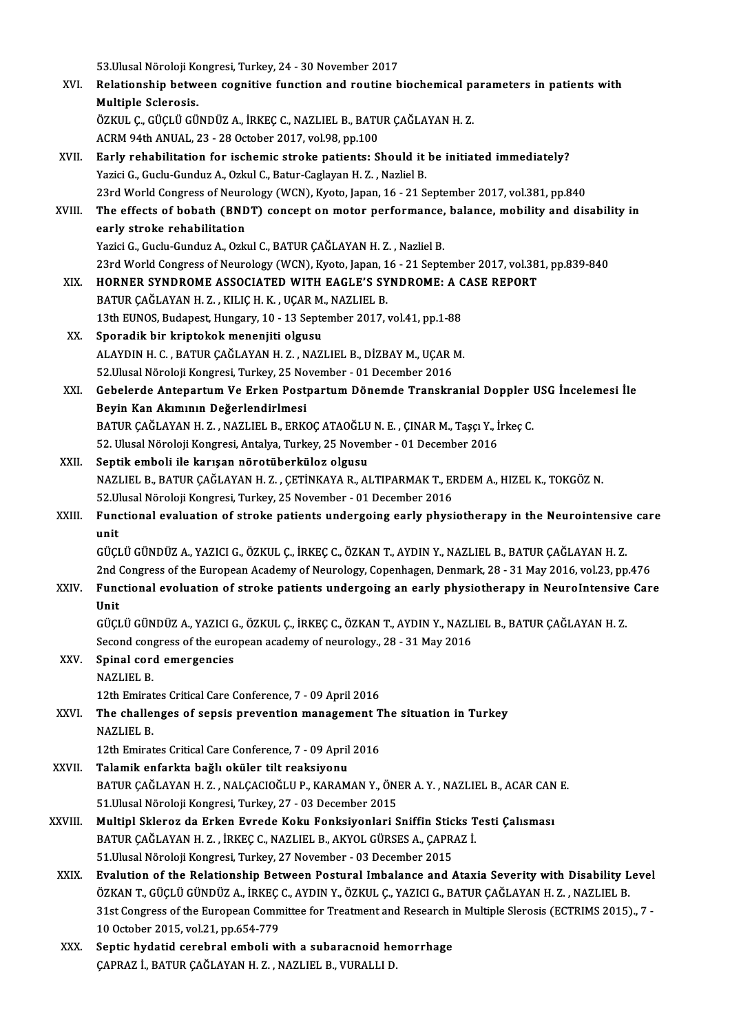53.Ulusal Nöroloji Kongresi, Turkey, 24 - 30 November 2017

XVI. **Relationship between cognitive function and routine biochemical parameters in patients with Multiple Sclerosis.**
ÖZKUL Ç., GÜÇLÜ GÜNDÜZ A., İRKEÇ C., NAZLIEL B., BATUR ÇAĞLAYAN H. Z.
ACRM 94th ANUAL, 23 - 28 October 2017, vol.98, pp.100

XVII. **Early rehabilitation for ischemic stroke patients: Should it be initiated immediately?**
Yazici G., Guclu-Gunduz A., Ozkul C., Batur-Caglayan H. Z. , Nazliel B.
23rd World Congress of Neurology (WCN), Kyoto, Japan, 16 - 21 September 2017, vol.381, pp.840

XVIII. **The effects of bobath (BNDT) concept on motor performance, balance, mobility and disability in early stroke rehabilitation**
Yazici G., Guclu-Gunduz A., Ozkul C., BATUR ÇAĞLAYAN H. Z. , Nazliel B.
23rd World Congress of Neurology (WCN), Kyoto, Japan, 16 - 21 September 2017, vol.381, pp.839-840

XIX. **HORNER SYNDROME ASSOCIATED WITH EAGLE'S SYNDROME: A CASE REPORT**
BATUR ÇAĞLAYAN H. Z. , KILIÇ H. K. , UÇAR M., NAZLIEL B.
13th EUNOS, Budapest, Hungary, 10 - 13 September 2017, vol.41, pp.1-88

XX. **Sporadik bir kriptokok menenjiti olgusu**
ALAYDIN H. C. , BATUR ÇAĞLAYAN H. Z. , NAZLIEL B., DİZBAY M., UÇAR M.
52.Ulusal Nöroloji Kongresi, Turkey, 25 November - 01 December 2016

XXI. **Gebelerde Antepartum Ve Erken Postpartum Dönemde Transkranial Doppler USG İncelemesi İle Beyin Kan Akımının Değerlendirlmesi**
BATUR ÇAĞLAYAN H. Z. , NAZLIEL B., ERKOÇ ATAOĞLU N. E. , ÇINAR M., Taşçı Y., İrkeç C.
52. Ulusal Nöroloji Kongresi, Antalya, Turkey, 25 November - 01 December 2016

XXII. **Septik emboli ile karışan nörotüberküloz olgusu**
NAZLIEL B., BATUR ÇAĞLAYAN H. Z. , ÇETİNKAYA R., ALTIPARMAK T., ERDEM A., HIZEL K., TOKGÖZ N.
52.Ulusal Nöroloji Kongresi, Turkey, 25 November - 01 December 2016

XXIII. **Functional evaluation of stroke patients undergoing early physiotherapy in the Neurointensive care unit**
GÜÇLÜ GÜNDÜZ A., YAZICI G., ÖZKUL Ç., İRKEÇ C., ÖZKAN T., AYDIN Y., NAZLIEL B., BATUR ÇAĞLAYAN H. Z.
2nd Congress of the European Academy of Neurology, Copenhagen, Denmark, 28 - 31 May 2016, vol.23, pp.476

XXIV. **Functional evoluation of stroke patients undergoing an early physiotherapy in NeuroIntensive Care Unit**
GÜÇLÜ GÜNDÜZ A., YAZICI G., ÖZKUL Ç., İRKEÇ C., ÖZKAN T., AYDIN Y., NAZLIEL B., BATUR ÇAĞLAYAN H. Z.
Second congress of the european academy of neurology., 28 - 31 May 2016

XXV. **Spinal cord emergencies**
NAZLIEL B.
12th Emirates Critical Care Conference, 7 - 09 April 2016

XXVI. **The challenges of sepsis prevention management The situation in Turkey**
NAZLIEL B.
12th Emirates Critical Care Conference, 7 - 09 April 2016

XXVII. **Talamik enfarkta bağlı oküler tilt reaksiyonu**
BATUR ÇAĞLAYAN H. Z. , NALÇACIOĞLU P., KARAMAN Y., ÖNER A. Y. , NAZLIEL B., ACAR CAN E.
51.Ulusal Nöroloji Kongresi, Turkey, 27 - 03 December 2015

XXVIII. **Multipl Skleroz da Erken Evrede Koku Fonksiyonlari Sniffin Sticks Testi Çalısması**
BATUR ÇAĞLAYAN H. Z. , İRKEÇ C., NAZLIEL B., AKYOL GÜRSES A., ÇAPRAZ İ.
51.Ulusal Nöroloji Kongresi, Turkey, 27 November - 03 December 2015

XXIX. **Evalution of the Relationship Between Postural Imbalance and Ataxia Severity with Disability Level**
ÖZKAN T., GÜÇLÜ GÜNDÜZ A., İRKEÇ C., AYDIN Y., ÖZKUL Ç., YAZICI G., BATUR ÇAĞLAYAN H. Z. , NAZLIEL B.
31st Congress of the European Committee for Treatment and Research in Multiple Slerosis (ECTRIMS 2015)., 7 - 10 October 2015, vol.21, pp.654-779

XXX. **Septic hydatid cerebral emboli with a subaracnoid hemorrhage**
ÇAPRAZ İ., BATUR ÇAĞLAYAN H. Z. , NAZLIEL B., VURALLI D.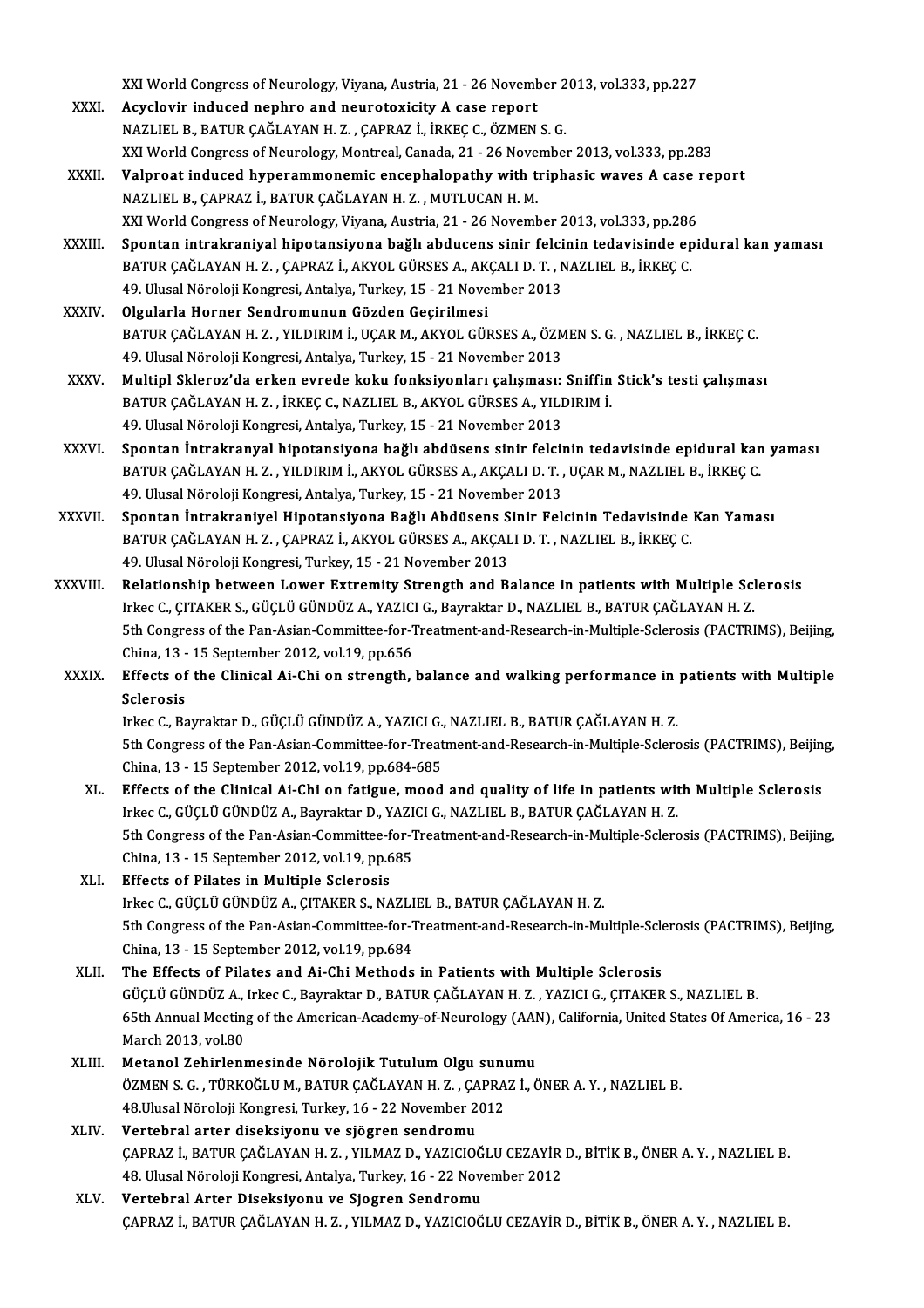XXI World Congress of Neurology, Viyana, Austria, 21 - 26 November 2013, vol.333, pp.227

XXXI. **Acyclovir induced nephro and neurotoxicity A case report**
NAZLIEL B., BATUR ÇAĞLAYAN H. Z. , ÇAPRAZ İ., İRKEÇ C., ÖZMEN S. G.
XXI World Congress of Neurology, Montreal, Canada, 21 - 26 November 2013, vol.333, pp.283

XXXII. **Valproat induced hyperammonemic encephalopathy with triphasic waves A case report**
NAZLIEL B., ÇAPRAZ İ., BATUR ÇAĞLAYAN H. Z. , MUTLUCAN H. M.
XXI World Congress of Neurology, Viyana, Austria, 21 - 26 November 2013, vol.333, pp.286

XXXIII. **Spontan intrakraniyal hipotansiyona bağlı abducens sinir felcinin tedavisinde epidural kan yaması**
BATUR ÇAĞLAYAN H. Z. , ÇAPRAZ İ., AKYOL GÜRSES A., AKÇALI D. T. , NAZLIEL B., İRKEÇ C.
49. Ulusal Nöroloji Kongresi, Antalya, Turkey, 15 - 21 November 2013

XXXIV. **Olgularla Horner Sendromunun Gözden Geçirilmesi**
BATUR ÇAĞLAYAN H. Z. , YILDIRIM İ., UÇAR M., AKYOL GÜRSES A., ÖZMEN S. G. , NAZLIEL B., İRKEÇ C.
49. Ulusal Nöroloji Kongresi, Antalya, Turkey, 15 - 21 November 2013

XXXV. **Multipl Skleroz'da erken evrede koku fonksiyonları çalışması: Sniffin Stick's testi çalışması**
BATUR ÇAĞLAYAN H. Z. , İRKEÇ C., NAZLIEL B., AKYOL GÜRSES A., YILDIRIM İ.
49. Ulusal Nöroloji Kongresi, Antalya, Turkey, 15 - 21 November 2013

XXXVI. **Spontan İntrakranyal hipotansiyona bağlı abdüsens sinir felcinin tedavisinde epidural kan yaması**
BATUR ÇAĞLAYAN H. Z. , YILDIRIM İ., AKYOL GÜRSES A., AKÇALI D. T. , UÇAR M., NAZLIEL B., İRKEÇ C.
49. Ulusal Nöroloji Kongresi, Antalya, Turkey, 15 - 21 November 2013

XXXVII. **Spontan İntrakraniyel Hipotansiyona Bağlı Abdüsens Sinir Felcinin Tedavisinde Kan Yaması**
BATUR ÇAĞLAYAN H. Z. , ÇAPRAZ İ., AKYOL GÜRSES A., AKÇALI D. T. , NAZLIEL B., İRKEÇ C.
49. Ulusal Nöroloji Kongresi, Turkey, 15 - 21 November 2013

XXXVIII. **Relationship between Lower Extremity Strength and Balance in patients with Multiple Sclerosis**
Irkec C., ÇITAKER S., GÜÇLÜ GÜNDÜZ A., YAZICI G., Bayraktar D., NAZLIEL B., BATUR ÇAĞLAYAN H. Z.
5th Congress of the Pan-Asian-Committee-for-Treatment-and-Research-in-Multiple-Sclerosis (PACTRIMS), Beijing, China, 13 - 15 September 2012, vol.19, pp.656

XXXIX. **Effects of the Clinical Ai-Chi on strength, balance and walking performance in patients with Multiple Sclerosis**
Irkec C., Bayraktar D., GÜÇLÜ GÜNDÜZ A., YAZICI G., NAZLIEL B., BATUR ÇAĞLAYAN H. Z.
5th Congress of the Pan-Asian-Committee-for-Treatment-and-Research-in-Multiple-Sclerosis (PACTRIMS), Beijing, China, 13 - 15 September 2012, vol.19, pp.684-685

XL. **Effects of the Clinical Ai-Chi on fatigue, mood and quality of life in patients with Multiple Sclerosis**
Irkec C., GÜÇLÜ GÜNDÜZ A., Bayraktar D., YAZICI G., NAZLIEL B., BATUR ÇAĞLAYAN H. Z.
5th Congress of the Pan-Asian-Committee-for-Treatment-and-Research-in-Multiple-Sclerosis (PACTRIMS), Beijing, China, 13 - 15 September 2012, vol.19, pp.685

XLI. **Effects of Pilates in Multiple Sclerosis**
Irkec C., GÜÇLÜ GÜNDÜZ A., ÇITAKER S., NAZLIEL B., BATUR ÇAĞLAYAN H. Z.
5th Congress of the Pan-Asian-Committee-for-Treatment-and-Research-in-Multiple-Sclerosis (PACTRIMS), Beijing, China, 13 - 15 September 2012, vol.19, pp.684

XLII. **The Effects of Pilates and Ai-Chi Methods in Patients with Multiple Sclerosis**
GÜÇLÜ GÜNDÜZ A., Irkec C., Bayraktar D., BATUR ÇAĞLAYAN H. Z. , YAZICI G., ÇITAKER S., NAZLIEL B.
65th Annual Meeting of the American-Academy-of-Neurology (AAN), California, United States Of America, 16 - 23 March 2013, vol.80

XLIII. **Metanol Zehirlenmesinde Nörolojik Tutulum Olgu sunumu**
ÖZMEN S. G. , TÜRKOĞLU M., BATUR ÇAĞLAYAN H. Z. , ÇAPRAZ İ., ÖNER A. Y. , NAZLIEL B.
48.Ulusal Nöroloji Kongresi, Turkey, 16 - 22 November 2012

XLIV. **Vertebral arter diseksiyonu ve sjögren sendromu**
ÇAPRAZ İ., BATUR ÇAĞLAYAN H. Z. , YILMAZ D., YAZICIOĞLU CEZAYİR D., BİTİK B., ÖNER A. Y. , NAZLIEL B.
48. Ulusal Nöroloji Kongresi, Antalya, Turkey, 16 - 22 November 2012

XLV. **Vertebral Arter Diseksiyonu ve Sjogren Sendromu**
ÇAPRAZ İ., BATUR ÇAĞLAYAN H. Z. , YILMAZ D., YAZICIOĞLU CEZAYİR D., BİTİK B., ÖNER A. Y. , NAZLIEL B.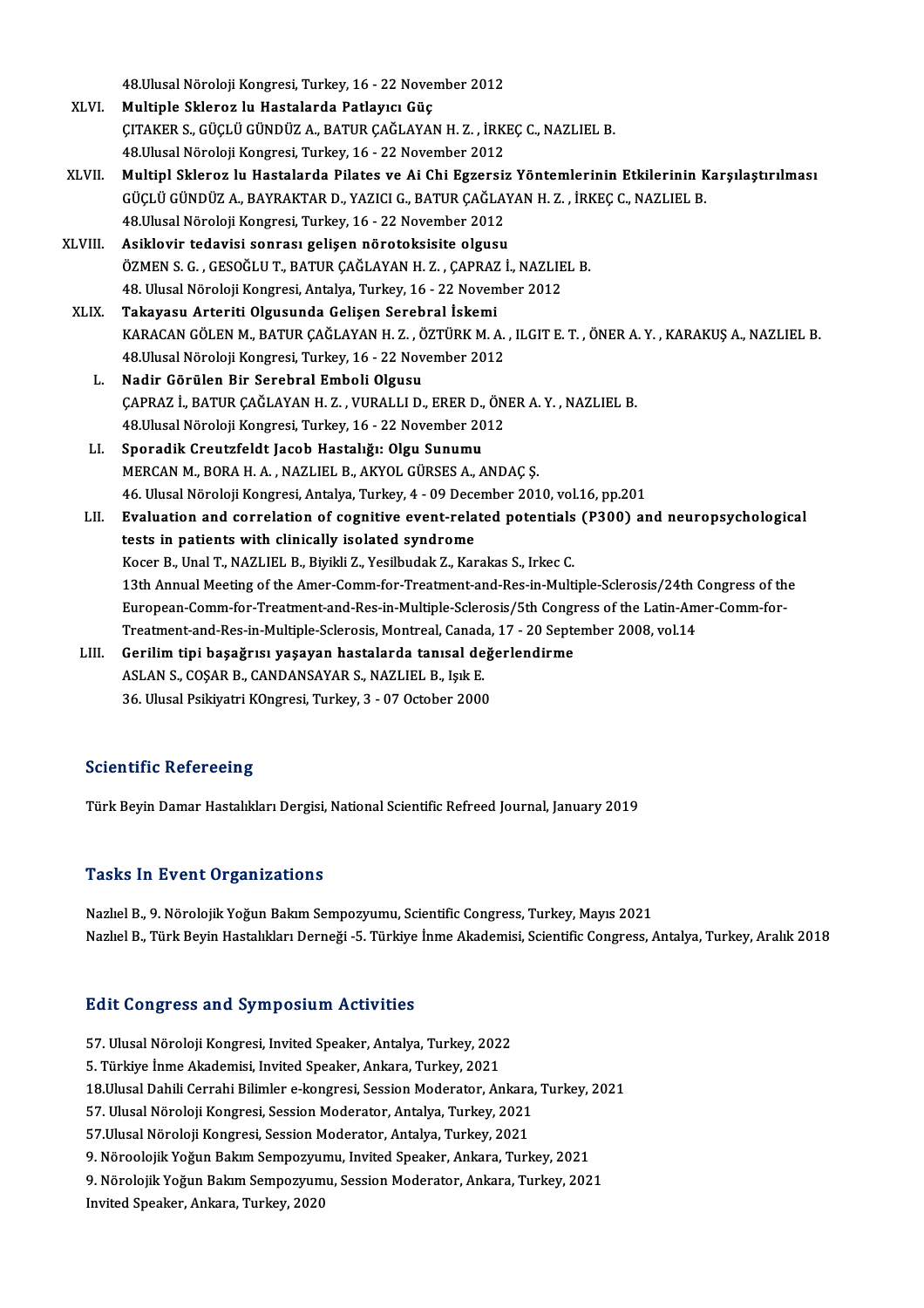48.Ulusal Nöroloji Kongresi, Turkey, 16 - 22 November 2012

XLVI. **Multiple Skleroz lu Hastalarda Patlayıcı Güç**
ÇITAKER S., GÜÇLÜ GÜNDÜZ A., BATUR ÇAĞLAYAN H. Z. , İRKEÇ C., NAZLIEL B.
48.Ulusal Nöroloji Kongresi, Turkey, 16 - 22 November 2012

XLVII. **Multipl Skleroz lu Hastalarda Pilates ve Ai Chi Egzersiz Yöntemlerinin Etkilerinin Karşılaştırılması**
GÜÇLÜ GÜNDÜZ A., BAYRAKTAR D., YAZICI G., BATUR ÇAĞLAYAN H. Z. , İRKEÇ C., NAZLIEL B.
48.Ulusal Nöroloji Kongresi, Turkey, 16 - 22 November 2012

XLVIII. **Asiklovir tedavisi sonrası gelişen nörotoksisite olgusu**
ÖZMEN S. G. , GESOĞLU T., BATUR ÇAĞLAYAN H. Z. , ÇAPRAZ İ., NAZLIEL B.
48. Ulusal Nöroloji Kongresi, Antalya, Turkey, 16 - 22 November 2012

XLIX. **Takayasu Arteriti Olgusunda Gelişen Serebral İskemi**
KARACAN GÖLEN M., BATUR ÇAĞLAYAN H. Z. , ÖZTÜRK M. A. , ILGIT E. T. , ÖNER A. Y. , KARAKUŞ A., NAZLIEL B.
48.Ulusal Nöroloji Kongresi, Turkey, 16 - 22 November 2012

L. **Nadir Görülen Bir Serebral Emboli Olgusu**
ÇAPRAZ İ., BATUR ÇAĞLAYAN H. Z. , VURALLI D., ERER D., ÖNER A. Y. , NAZLIEL B.
48.Ulusal Nöroloji Kongresi, Turkey, 16 - 22 November 2012

LI. **Sporadik Creutzfeldt Jacob Hastalığı: Olgu Sunumu**
MERCAN M., BORA H. A. , NAZLIEL B., AKYOL GÜRSES A., ANDAÇ Ş.
46. Ulusal Nöroloji Kongresi, Antalya, Turkey, 4 - 09 December 2010, vol.16, pp.201

LII. **Evaluation and correlation of cognitive event-related potentials (P300) and neuropsychological tests in patients with clinically isolated syndrome**
Kocer B., Unal T., NAZLIEL B., Biyikli Z., Yesilbudak Z., Karakas S., Irkec C.
13th Annual Meeting of the Amer-Comm-for-Treatment-and-Res-in-Multiple-Sclerosis/24th Congress of the European-Comm-for-Treatment-and-Res-in-Multiple-Sclerosis/5th Congress of the Latin-Amer-Comm-for-Treatment-and-Res-in-Multiple-Sclerosis, Montreal, Canada, 17 - 20 September 2008, vol.14

LIII. **Gerilim tipi başağrısı yaşayan hastalarda tanısal değerlendirme**
ASLAN S., COŞAR B., CANDANSAYAR S., NAZLIEL B., Işık E.
36. Ulusal Psikiyatri KOngresi, Turkey, 3 - 07 October 2000

## Scientific Refereeing

Türk Beyin Damar Hastalıkları Dergisi, National Scientific Refreed Journal, January 2019

## Tasks In Event Organizations

Nazlıel B., 9. Nörolojik Yoğun Bakım Sempozyumu, Scientific Congress, Turkey, Mayıs 2021
Nazlıel B., Türk Beyin Hastalıkları Derneği -5. Türkiye İnme Akademisi, Scientific Congress, Antalya, Turkey, Aralık 2018

## Edit Congress and Symposium Activities

57. Ulusal Nöroloji Kongresi, Invited Speaker, Antalya, Turkey, 2022
5. Türkiye İnme Akademisi, Invited Speaker, Ankara, Turkey, 2021
18.Ulusal Dahili Cerrahi Bilimler e-kongresi, Session Moderator, Ankara, Turkey, 2021
57. Ulusal Nöroloji Kongresi, Session Moderator, Antalya, Turkey, 2021
57.Ulusal Nöroloji Kongresi, Session Moderator, Antalya, Turkey, 2021
9. Nöroolojik Yoğun Bakım Sempozyumu, Invited Speaker, Ankara, Turkey, 2021
9. Nörolojik Yoğun Bakım Sempozyumu, Session Moderator, Ankara, Turkey, 2021
Invited Speaker, Ankara, Turkey, 2020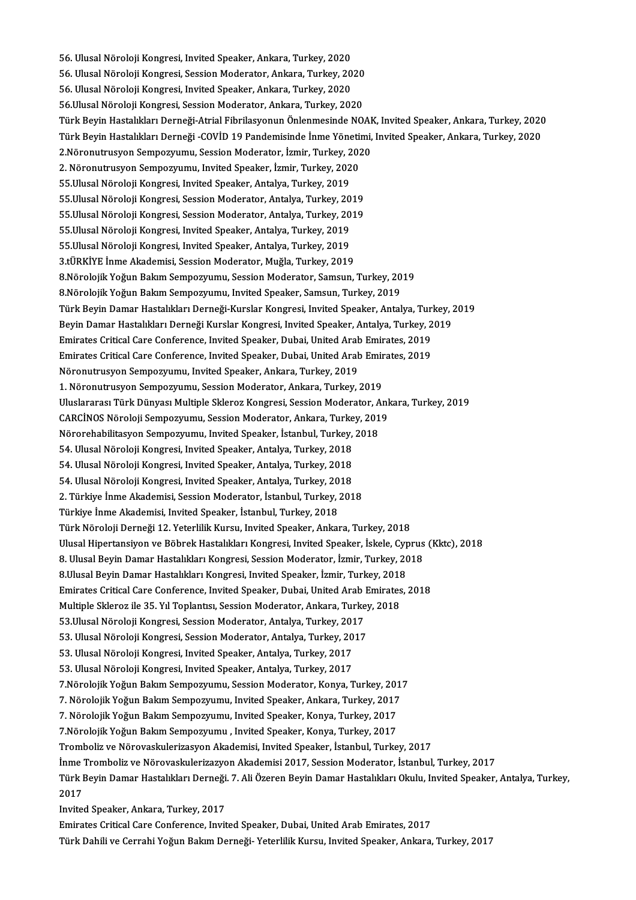56. Ulusal Nöroloji Kongresi, Invited Speaker, Ankara, Turkey, 2020
56. Ulusal Nöroloji Kongresi, Session Moderator, Ankara, Turkey, 2020
56. Ulusal Nöroloji Kongresi, Invited Speaker, Ankara, Turkey, 2020
56.Ulusal Nöroloji Kongresi, Session Moderator, Ankara, Turkey, 2020
Türk Beyin Hastalıkları Derneği-Atrial Fibrilasyonun Önlenmesinde NOAK, Invited Speaker, Ankara, Turkey, 2020
Türk Beyin Hastalıkları Derneği -COVİD 19 Pandemisinde İnme Yönetimi, Invited Speaker, Ankara, Turkey, 2020
2.Nöronutrusyon Sempozyumu, Session Moderator, İzmir, Turkey, 2020
2. Nöronutrusyon Sempozyumu, Invited Speaker, İzmir, Turkey, 2020
55.Ulusal Nöroloji Kongresi, Invited Speaker, Antalya, Turkey, 2019
55.Ulusal Nöroloji Kongresi, Session Moderator, Antalya, Turkey, 2019
55.Ulusal Nöroloji Kongresi, Session Moderator, Antalya, Turkey, 2019
55.Ulusal Nöroloji Kongresi, Invited Speaker, Antalya, Turkey, 2019
55.Ulusal Nöroloji Kongresi, Invited Speaker, Antalya, Turkey, 2019
3.TÜRKİYE İnme Akademisi, Session Moderator, Muğla, Turkey, 2019
8.Nörolojik Yoğun Bakım Sempozyumu, Session Moderator, Samsun, Turkey, 2019
8.Nörolojik Yoğun Bakım Sempozyumu, Invited Speaker, Samsun, Turkey, 2019
Türk Beyin Damar Hastalıkları Derneği-Kurslar Kongresi, Invited Speaker, Antalya, Turkey, 2019
Beyin Damar Hastalıkları Derneği Kurslar Kongresi, Invited Speaker, Antalya, Turkey, 2019
Emirates Critical Care Conference, Invited Speaker, Dubai, United Arab Emirates, 2019
Emirates Critical Care Conference, Invited Speaker, Dubai, United Arab Emirates, 2019
Nöronutrusyon Sempozyumu, Invited Speaker, Ankara, Turkey, 2019
1. Nöronutrusyon Sempozyumu, Session Moderator, Ankara, Turkey, 2019
Uluslararası Türk Dünyası Multiple Skleroz Kongresi, Session Moderator, Ankara, Turkey, 2019
CARCİNOS Nöroloji Sempozyumu, Session Moderator, Ankara, Turkey, 2019
Nörorehabilitasyon Sempozyumu, Invited Speaker, İstanbul, Turkey, 2018
54. Ulusal Nöroloji Kongresi, Invited Speaker, Antalya, Turkey, 2018
54. Ulusal Nöroloji Kongresi, Invited Speaker, Antalya, Turkey, 2018
54. Ulusal Nöroloji Kongresi, Invited Speaker, Antalya, Turkey, 2018
2. Türkiye İnme Akademisi, Session Moderator, İstanbul, Turkey, 2018
Türkiye İnme Akademisi, Invited Speaker, İstanbul, Turkey, 2018
Türk Nöroloji Derneği 12. Yeterlilik Kursu, Invited Speaker, Ankara, Turkey, 2018
Ulusal Hipertansiyon ve Böbrek Hastalıkları Kongresi, Invited Speaker, İskele, Cyprus (Kktc), 2018
8. Ulusal Beyin Damar Hastalıkları Kongresi, Session Moderator, İzmir, Turkey, 2018
8.Ulusal Beyin Damar Hastalıkları Kongresi, Invited Speaker, İzmir, Turkey, 2018
Emirates Critical Care Conference, Invited Speaker, Dubai, United Arab Emirates, 2018
Multiple Skleroz ile 35. Yıl Toplantısı, Session Moderator, Ankara, Turkey, 2018
53.Ulusal Nöroloji Kongresi, Session Moderator, Antalya, Turkey, 2017
53. Ulusal Nöroloji Kongresi, Session Moderator, Antalya, Turkey, 2017
53. Ulusal Nöroloji Kongresi, Invited Speaker, Antalya, Turkey, 2017
53. Ulusal Nöroloji Kongresi, Invited Speaker, Antalya, Turkey, 2017
7.Nörolojik Yoğun Bakım Sempozyumu, Session Moderator, Konya, Turkey, 2017
7. Nörolojik Yoğun Bakım Sempozyumu, Invited Speaker, Ankara, Turkey, 2017
7. Nörolojik Yoğun Bakım Sempozyumu, Invited Speaker, Konya, Turkey, 2017
7.Nörolojik Yoğun Bakım Sempozyumu , Invited Speaker, Konya, Turkey, 2017
Tromboliz ve Nörovaskulerizasyon Akademisi, Invited Speaker, İstanbul, Turkey, 2017
İnme Tromboliz ve Nörovaskulerizazyon Akademisi 2017, Session Moderator, İstanbul, Turkey, 2017
Türk Beyin Damar Hastalıkları Derneği. 7. Ali Özeren Beyin Damar Hastalıkları Okulu, Invited Speaker, Antalya, Turkey, 2017
Invited Speaker, Ankara, Turkey, 2017
Emirates Critical Care Conference, Invited Speaker, Dubai, United Arab Emirates, 2017
Türk Dahili ve Cerrahi Yoğun Bakım Derneği- Yeterlilik Kursu, Invited Speaker, Ankara, Turkey, 2017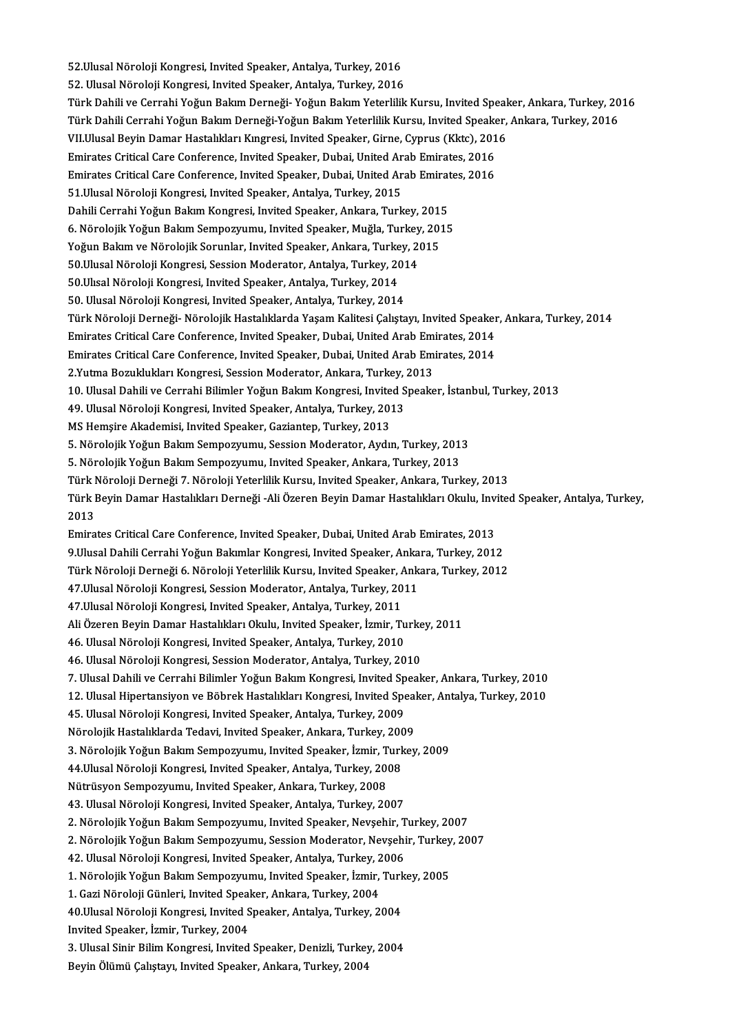52.Ulusal Nöroloji Kongresi, Invited Speaker, Antalya, Turkey, 2016
52. Ulusal Nöroloji Kongresi, Invited Speaker, Antalya, Turkey, 2016
Türk Dahili ve Cerrahi Yoğun Bakım Derneği- Yoğun Bakım Yeterlilik Kursu, Invited Speaker, Ankara, Turkey, 2016
Türk Dahili Cerrahi Yoğun Bakım Derneği-Yoğun Bakım Yeterlilik Kursu, Invited Speaker, Ankara, Turkey, 2016
VII.Ulusal Beyin Damar Hastalıkları Kıngresi, Invited Speaker, Girne, Cyprus (Kktc), 2016
Emirates Critical Care Conference, Invited Speaker, Dubai, United Arab Emirates, 2016
Emirates Critical Care Conference, Invited Speaker, Dubai, United Arab Emirates, 2016
51.Ulusal Nöroloji Kongresi, Invited Speaker, Antalya, Turkey, 2015
Dahili Cerrahi Yoğun Bakım Kongresi, Invited Speaker, Ankara, Turkey, 2015
6. Nörolojik Yoğun Bakım Sempozyumu, Invited Speaker, Muğla, Turkey, 2015
Yoğun Bakım ve Nörolojik Sorunlar, Invited Speaker, Ankara, Turkey, 2015
50.Ulusal Nöroloji Kongresi, Session Moderator, Antalya, Turkey, 2014
50.Ulısal Nöroloji Kongresi, Invited Speaker, Antalya, Turkey, 2014
50. Ulusal Nöroloji Kongresi, Invited Speaker, Antalya, Turkey, 2014
Türk Nöroloji Derneği- Nörolojik Hastalıklarda Yaşam Kalitesi Çalıştayı, Invited Speaker, Ankara, Turkey, 2014
Emirates Critical Care Conference, Invited Speaker, Dubai, United Arab Emirates, 2014
Emirates Critical Care Conference, Invited Speaker, Dubai, United Arab Emirates, 2014
2.Yutma Bozuklukları Kongresi, Session Moderator, Ankara, Turkey, 2013
10. Ulusal Dahili ve Cerrahi Bilimler Yoğun Bakım Kongresi, Invited Speaker, İstanbul, Turkey, 2013
49. Ulusal Nöroloji Kongresi, Invited Speaker, Antalya, Turkey, 2013
MS Hemşire Akademisi, Invited Speaker, Gaziantep, Turkey, 2013
5. Nörolojik Yoğun Bakım Sempozyumu, Session Moderator, Aydın, Turkey, 2013
5. Nörolojik Yoğun Bakım Sempozyumu, Invited Speaker, Ankara, Turkey, 2013
Türk Nöroloji Derneği 7. Nöroloji Yeterlilik Kursu, Invited Speaker, Ankara, Turkey, 2013
Türk Beyin Damar Hastalıkları Derneği -Ali Özeren Beyin Damar Hastalıkları Okulu, Invited Speaker, Antalya, Turkey, 2013
Emirates Critical Care Conference, Invited Speaker, Dubai, United Arab Emirates, 2013
9.Ulusal Dahili Cerrahi Yoğun Bakımlar Kongresi, Invited Speaker, Ankara, Turkey, 2012
Türk Nöroloji Derneği 6. Nöroloji Yeterlilik Kursu, Invited Speaker, Ankara, Turkey, 2012
47.Ulusal Nöroloji Kongresi, Session Moderator, Antalya, Turkey, 2011
47.Ulusal Nöroloji Kongresi, Invited Speaker, Antalya, Turkey, 2011
Ali Özeren Beyin Damar Hastalıkları Okulu, Invited Speaker, İzmir, Turkey, 2011
46. Ulusal Nöroloji Kongresi, Invited Speaker, Antalya, Turkey, 2010
46. Ulusal Nöroloji Kongresi, Session Moderator, Antalya, Turkey, 2010
7. Ulusal Dahili ve Cerrahi Bilimler Yoğun Bakım Kongresi, Invited Speaker, Ankara, Turkey, 2010
12. Ulusal Hipertansiyon ve Böbrek Hastalıkları Kongresi, Invited Speaker, Antalya, Turkey, 2010
45. Ulusal Nöroloji Kongresi, Invited Speaker, Antalya, Turkey, 2009
Nörolojik Hastalıklarda Tedavi, Invited Speaker, Ankara, Turkey, 2009
3. Nörolojik Yoğun Bakım Sempozyumu, Invited Speaker, İzmir, Turkey, 2009
44.Ulusal Nöroloji Kongresi, Invited Speaker, Antalya, Turkey, 2008
Nütrüsyon Sempozyumu, Invited Speaker, Ankara, Turkey, 2008
43. Ulusal Nöroloji Kongresi, Invited Speaker, Antalya, Turkey, 2007
2. Nörolojik Yoğun Bakım Sempozyumu, Invited Speaker, Nevşehir, Turkey, 2007
2. Nörolojik Yoğun Bakım Sempozyumu, Session Moderator, Nevşehir, Turkey, 2007
42. Ulusal Nöroloji Kongresi, Invited Speaker, Antalya, Turkey, 2006
1. Nörolojik Yoğun Bakım Sempozyumu, Invited Speaker, İzmir, Turkey, 2005
1. Gazi Nöroloji Günleri, Invited Speaker, Ankara, Turkey, 2004
40.Ulusal Nöroloji Kongresi, Invited Speaker, Antalya, Turkey, 2004
Invited Speaker, İzmir, Turkey, 2004
3. Ulusal Sinir Bilim Kongresi, Invited Speaker, Denizli, Turkey, 2004
Beyin Ölümü Çalıştayı, Invited Speaker, Ankara, Turkey, 2004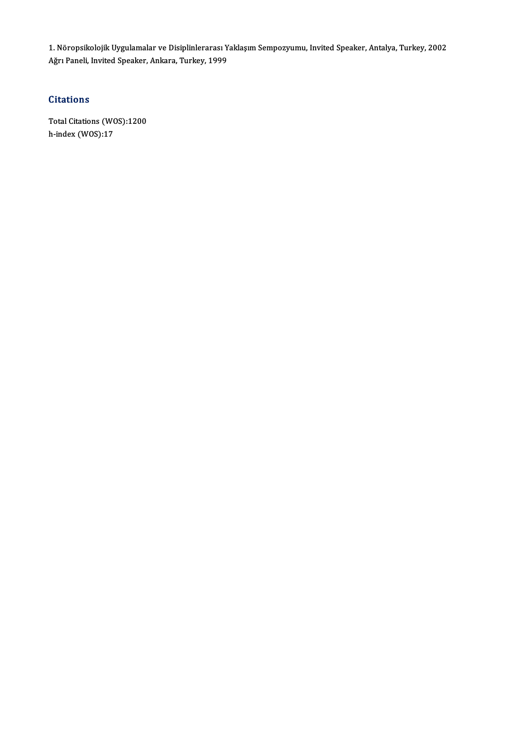1. Nöropsikolojik Uygulamalar ve Disiplinlerarası Yaklaşım Sempozyumu, Invited Speaker, Antalya, Turkey, 2002

Ağrı Paneli, Invited Speaker, Ankara, Turkey, 1999

## Citations

Total Citations (WOS):1200

h-index (WOS):17